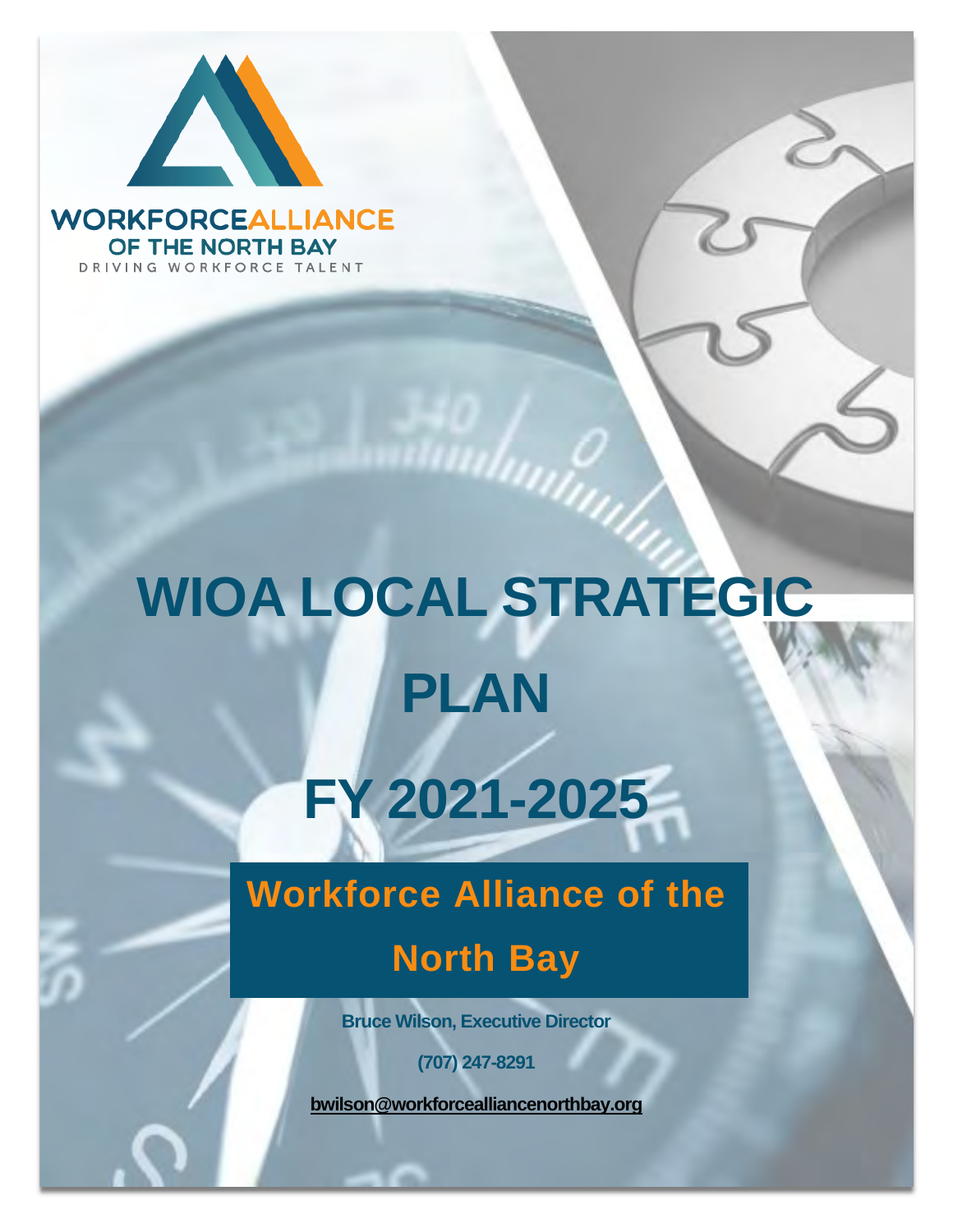WORKFORCEALLIANCE
OF THE NORTH BAY
DRIVING WORKFORCE TALENT

# WIOA LOCAL STRATEGIC PLAN

# FY 2021-2025

## Workforce Alliance of the North Bay

**Bruce Wilson, Executive Director**

**(707) 247-8291**

**bwilson@workforcealliancenorthbay.org**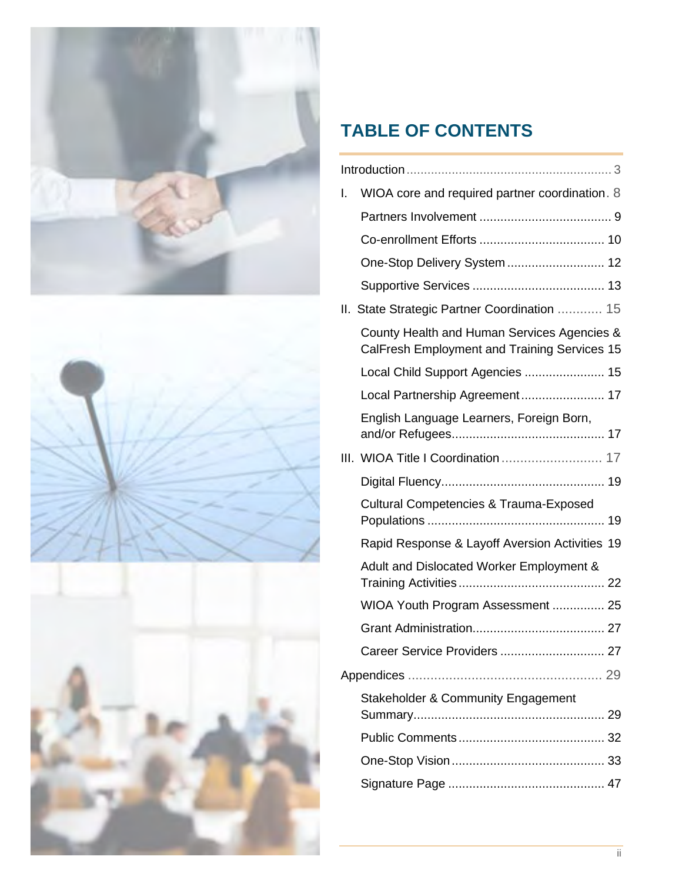# TABLE OF CONTENTS

- Introduction ... 3
- I. WIOA core and required partner coordination ... 8
  - Partners Involvement ... 9
  - Co-enrollment Efforts ... 10
  - One-Stop Delivery System ... 12
  - Supportive Services ... 13
- II. State Strategic Partner Coordination ... 15
  - County Health and Human Services Agencies & CalFresh Employment and Training Services 15
  - Local Child Support Agencies ... 15
  - Local Partnership Agreement ... 17
  - English Language Learners, Foreign Born, and/or Refugees ... 17
- III. WIOA Title I Coordination ... 17
  - Digital Fluency ... 19
  - Cultural Competencies & Trauma-Exposed Populations ... 19
  - Rapid Response & Layoff Aversion Activities 19
  - Adult and Dislocated Worker Employment & Training Activities ... 22
  - WIOA Youth Program Assessment ... 25
  - Grant Administration ... 27
  - Career Service Providers ... 27
- Appendices ... 29
  - Stakeholder & Community Engagement Summary ... 29
  - Public Comments ... 32
  - One-Stop Vision ... 33
  - Signature Page ... 47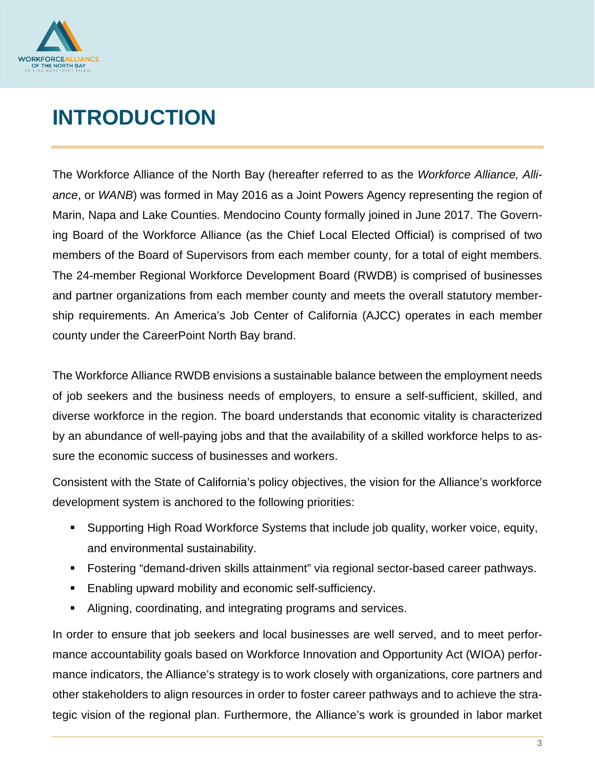# INTRODUCTION

The Workforce Alliance of the North Bay (hereafter referred to as the *Workforce Alliance, Alliance*, or *WANB*) was formed in May 2016 as a Joint Powers Agency representing the region of Marin, Napa and Lake Counties. Mendocino County formally joined in June 2017. The Governing Board of the Workforce Alliance (as the Chief Local Elected Official) is comprised of two members of the Board of Supervisors from each member county, for a total of eight members. The 24-member Regional Workforce Development Board (RWDB) is comprised of businesses and partner organizations from each member county and meets the overall statutory membership requirements. An America's Job Center of California (AJCC) operates in each member county under the CareerPoint North Bay brand.

The Workforce Alliance RWDB envisions a sustainable balance between the employment needs of job seekers and the business needs of employers, to ensure a self-sufficient, skilled, and diverse workforce in the region. The board understands that economic vitality is characterized by an abundance of well-paying jobs and that the availability of a skilled workforce helps to assure the economic success of businesses and workers.

Consistent with the State of California's policy objectives, the vision for the Alliance's workforce development system is anchored to the following priorities:

- Supporting High Road Workforce Systems that include job quality, worker voice, equity, and environmental sustainability.
- Fostering "demand-driven skills attainment" via regional sector-based career pathways.
- Enabling upward mobility and economic self-sufficiency.
- Aligning, coordinating, and integrating programs and services.

In order to ensure that job seekers and local businesses are well served, and to meet performance accountability goals based on Workforce Innovation and Opportunity Act (WIOA) performance indicators, the Alliance's strategy is to work closely with organizations, core partners and other stakeholders to align resources in order to foster career pathways and to achieve the strategic vision of the regional plan. Furthermore, the Alliance's work is grounded in labor market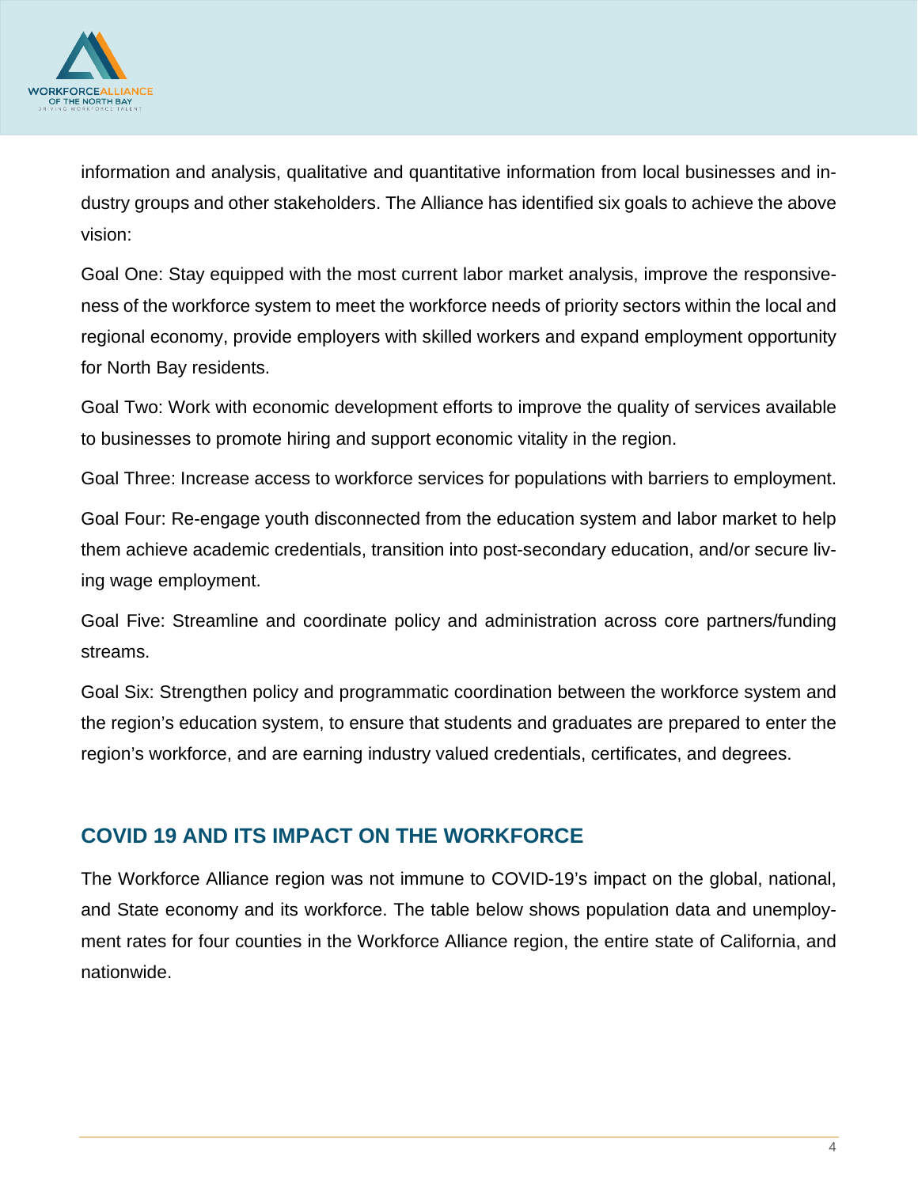information and analysis, qualitative and quantitative information from local businesses and industry groups and other stakeholders. The Alliance has identified six goals to achieve the above vision:

Goal One: Stay equipped with the most current labor market analysis, improve the responsiveness of the workforce system to meet the workforce needs of priority sectors within the local and regional economy, provide employers with skilled workers and expand employment opportunity for North Bay residents.

Goal Two: Work with economic development efforts to improve the quality of services available to businesses to promote hiring and support economic vitality in the region.

Goal Three: Increase access to workforce services for populations with barriers to employment.

Goal Four: Re-engage youth disconnected from the education system and labor market to help them achieve academic credentials, transition into post-secondary education, and/or secure living wage employment.

Goal Five: Streamline and coordinate policy and administration across core partners/funding streams.

Goal Six: Strengthen policy and programmatic coordination between the workforce system and the region's education system, to ensure that students and graduates are prepared to enter the region's workforce, and are earning industry valued credentials, certificates, and degrees.

## COVID 19 AND ITS IMPACT ON THE WORKFORCE

The Workforce Alliance region was not immune to COVID-19's impact on the global, national, and State economy and its workforce. The table below shows population data and unemployment rates for four counties in the Workforce Alliance region, the entire state of California, and nationwide.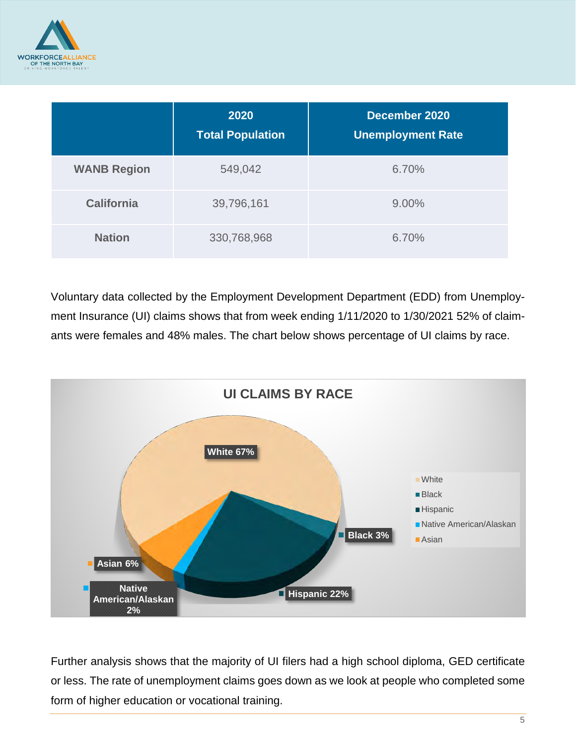| | 2020<br>Total Population | December 2020<br>Unemployment Rate |
|---|---|---|
| **WANB Region** | 549,042 | 6.70% |
| **California** | 39,796,161 | 9.00% |
| **Nation** | 330,768,968 | 6.70% |

Voluntary data collected by the Employment Development Department (EDD) from Unemployment Insurance (UI) claims shows that from week ending 1/11/2020 to 1/30/2021 52% of claimants were females and 48% males. The chart below shows percentage of UI claims by race.

**UI CLAIMS BY RACE**

- White 67%
- Black 3%
- Hispanic 22%
- Native American/Alaskan 2%
- Asian 6%

Further analysis shows that the majority of UI filers had a high school diploma, GED certificate or less. The rate of unemployment claims goes down as we look at people who completed some form of higher education or vocational training.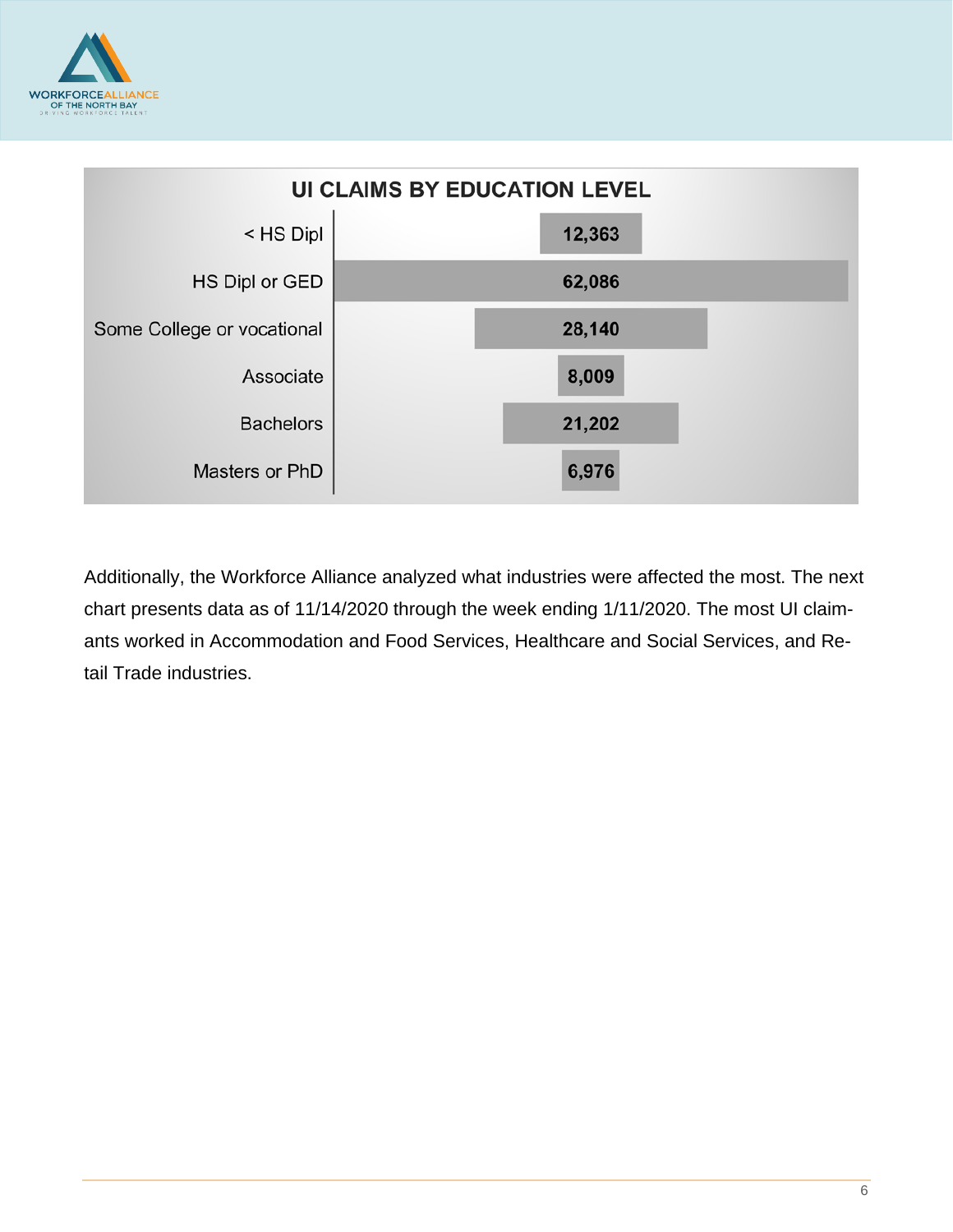## UI CLAIMS BY EDUCATION LEVEL

| Education Level | UI Claims |
| --- | --- |
| < HS Dipl | 12,363 |
| HS Dipl or GED | 62,086 |
| Some College or vocational | 28,140 |
| Associate | 8,009 |
| Bachelors | 21,202 |
| Masters or PhD | 6,976 |

Additionally, the Workforce Alliance analyzed what industries were affected the most. The next chart presents data as of 11/14/2020 through the week ending 1/11/2020. The most UI claimants worked in Accommodation and Food Services, Healthcare and Social Services, and Retail Trade industries.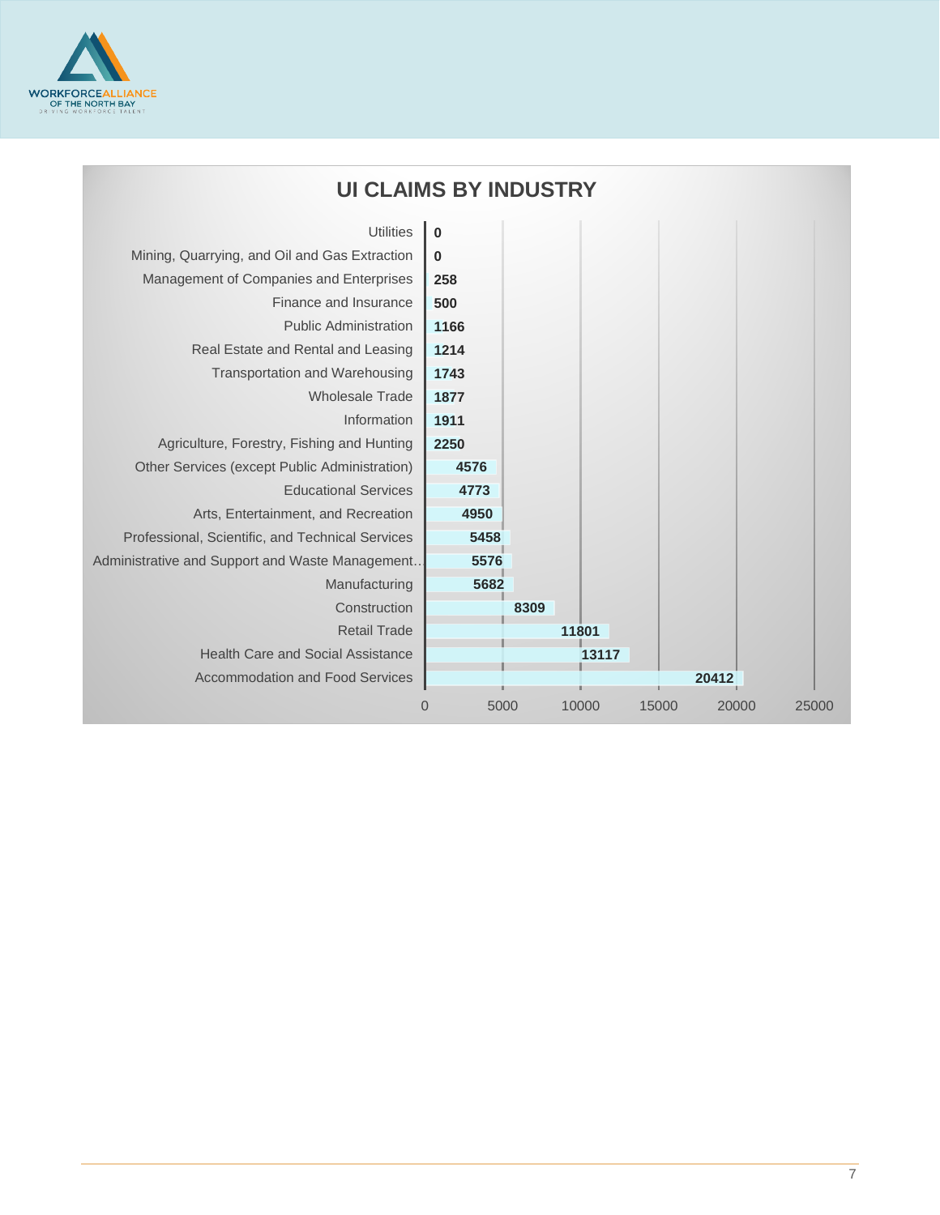## UI CLAIMS BY INDUSTRY

| Industry | UI Claims |
|---|---|
| Utilities | 0 |
| Mining, Quarrying, and Oil and Gas Extraction | 0 |
| Management of Companies and Enterprises | 258 |
| Finance and Insurance | 500 |
| Public Administration | 1166 |
| Real Estate and Rental and Leasing | 1214 |
| Transportation and Warehousing | 1743 |
| Wholesale Trade | 1877 |
| Information | 1911 |
| Agriculture, Forestry, Fishing and Hunting | 2250 |
| Other Services (except Public Administration) | 4576 |
| Educational Services | 4773 |
| Arts, Entertainment, and Recreation | 4950 |
| Professional, Scientific, and Technical Services | 5458 |
| Administrative and Support and Waste Management... | 5576 |
| Manufacturing | 5682 |
| Construction | 8309 |
| Retail Trade | 11801 |
| Health Care and Social Assistance | 13117 |
| Accommodation and Food Services | 20412 |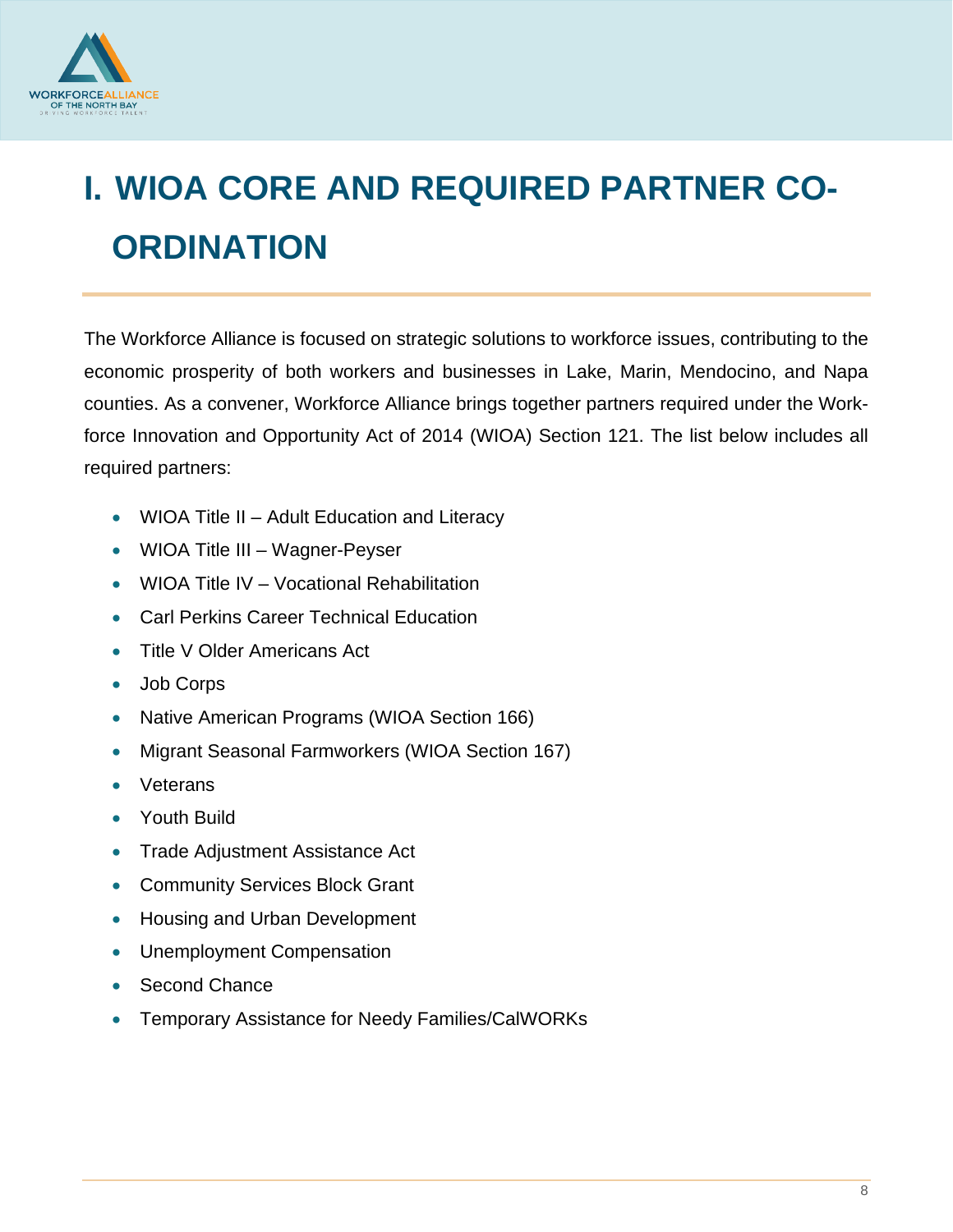# I. WIOA CORE AND REQUIRED PARTNER CO-ORDINATION

The Workforce Alliance is focused on strategic solutions to workforce issues, contributing to the economic prosperity of both workers and businesses in Lake, Marin, Mendocino, and Napa counties. As a convener, Workforce Alliance brings together partners required under the Workforce Innovation and Opportunity Act of 2014 (WIOA) Section 121. The list below includes all required partners:

- WIOA Title II – Adult Education and Literacy
- WIOA Title III – Wagner-Peyser
- WIOA Title IV – Vocational Rehabilitation
- Carl Perkins Career Technical Education
- Title V Older Americans Act
- Job Corps
- Native American Programs (WIOA Section 166)
- Migrant Seasonal Farmworkers (WIOA Section 167)
- Veterans
- Youth Build
- Trade Adjustment Assistance Act
- Community Services Block Grant
- Housing and Urban Development
- Unemployment Compensation
- Second Chance
- Temporary Assistance for Needy Families/CalWORKs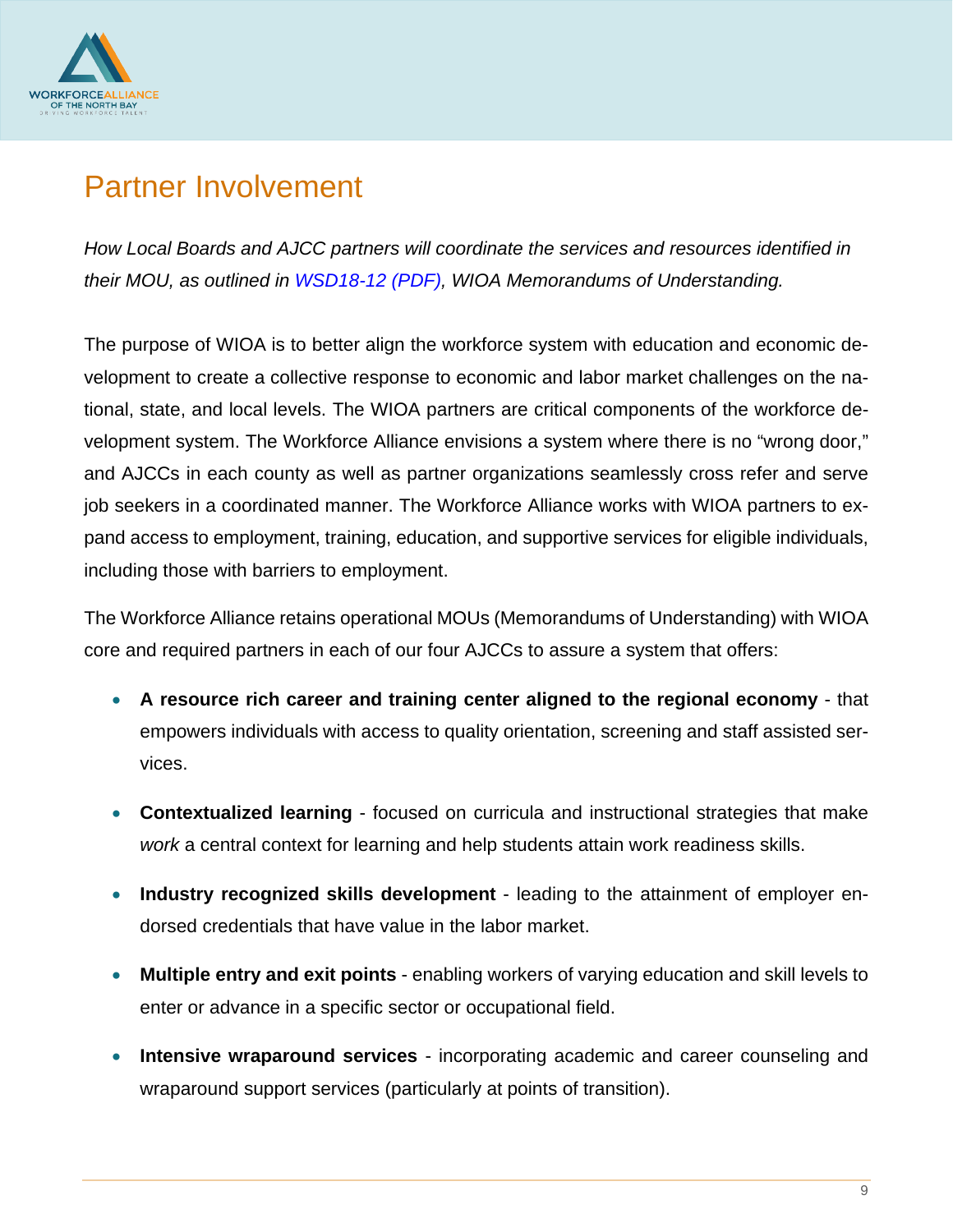# Partner Involvement

*How Local Boards and AJCC partners will coordinate the services and resources identified in their MOU, as outlined in WSD18-12 (PDF), WIOA Memorandums of Understanding.*

The purpose of WIOA is to better align the workforce system with education and economic development to create a collective response to economic and labor market challenges on the national, state, and local levels. The WIOA partners are critical components of the workforce development system. The Workforce Alliance envisions a system where there is no "wrong door," and AJCCs in each county as well as partner organizations seamlessly cross refer and serve job seekers in a coordinated manner. The Workforce Alliance works with WIOA partners to expand access to employment, training, education, and supportive services for eligible individuals, including those with barriers to employment.

The Workforce Alliance retains operational MOUs (Memorandums of Understanding) with WIOA core and required partners in each of our four AJCCs to assure a system that offers:

- **A resource rich career and training center aligned to the regional economy** - that empowers individuals with access to quality orientation, screening and staff assisted services.
- **Contextualized learning** - focused on curricula and instructional strategies that make *work* a central context for learning and help students attain work readiness skills.
- **Industry recognized skills development** - leading to the attainment of employer endorsed credentials that have value in the labor market.
- **Multiple entry and exit points** - enabling workers of varying education and skill levels to enter or advance in a specific sector or occupational field.
- **Intensive wraparound services** - incorporating academic and career counseling and wraparound support services (particularly at points of transition).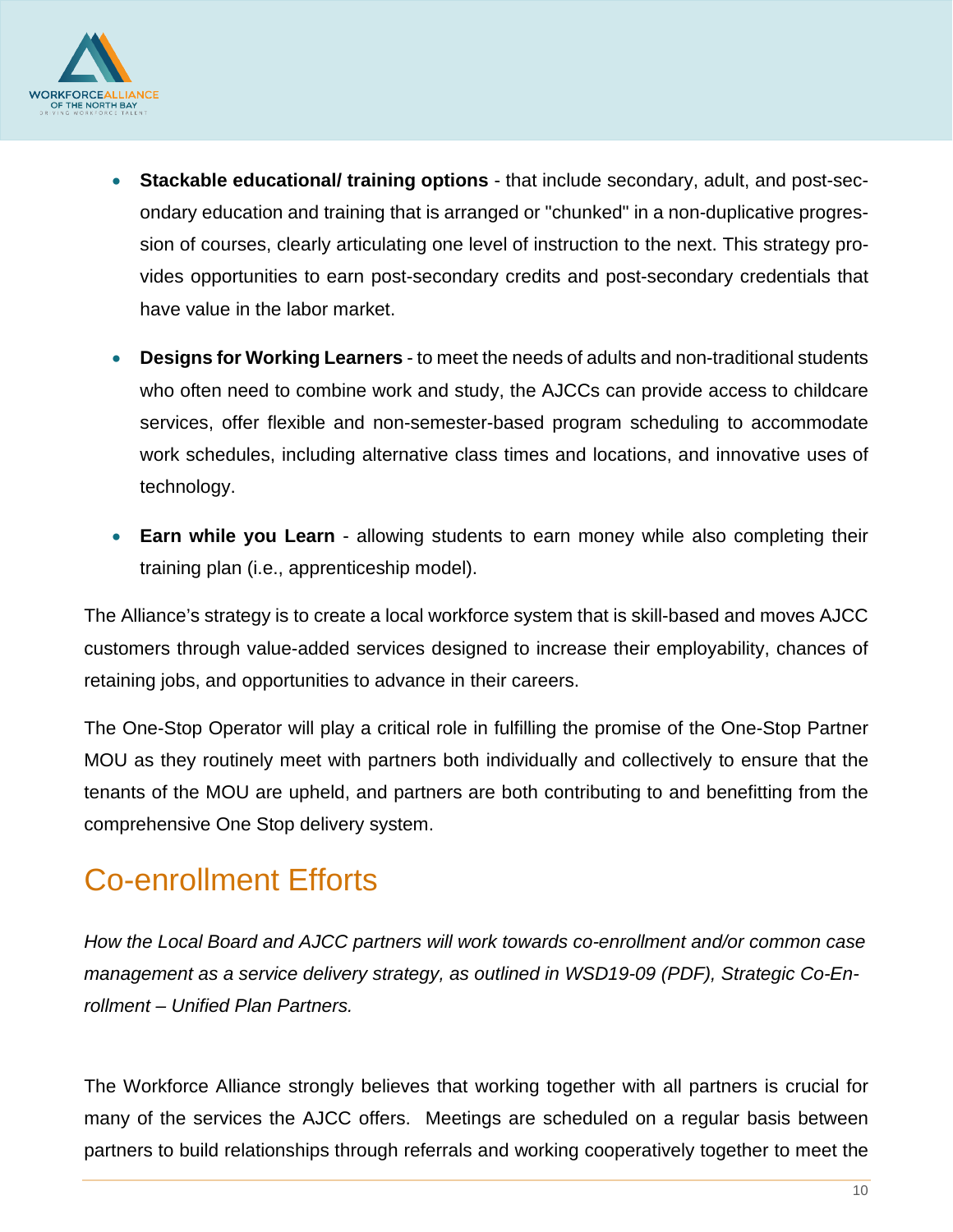- **Stackable educational/ training options** - that include secondary, adult, and post-secondary education and training that is arranged or "chunked" in a non-duplicative progression of courses, clearly articulating one level of instruction to the next. This strategy provides opportunities to earn post-secondary credits and post-secondary credentials that have value in the labor market.
- **Designs for Working Learners** - to meet the needs of adults and non-traditional students who often need to combine work and study, the AJCCs can provide access to childcare services, offer flexible and non-semester-based program scheduling to accommodate work schedules, including alternative class times and locations, and innovative uses of technology.
- **Earn while you Learn** - allowing students to earn money while also completing their training plan (i.e., apprenticeship model).

The Alliance's strategy is to create a local workforce system that is skill-based and moves AJCC customers through value-added services designed to increase their employability, chances of retaining jobs, and opportunities to advance in their careers.

The One-Stop Operator will play a critical role in fulfilling the promise of the One-Stop Partner MOU as they routinely meet with partners both individually and collectively to ensure that the tenants of the MOU are upheld, and partners are both contributing to and benefitting from the comprehensive One Stop delivery system.

# Co-enrollment Efforts

*How the Local Board and AJCC partners will work towards co-enrollment and/or common case management as a service delivery strategy, as outlined in WSD19-09 (PDF), Strategic Co-Enrollment – Unified Plan Partners.*

The Workforce Alliance strongly believes that working together with all partners is crucial for many of the services the AJCC offers. Meetings are scheduled on a regular basis between partners to build relationships through referrals and working cooperatively together to meet the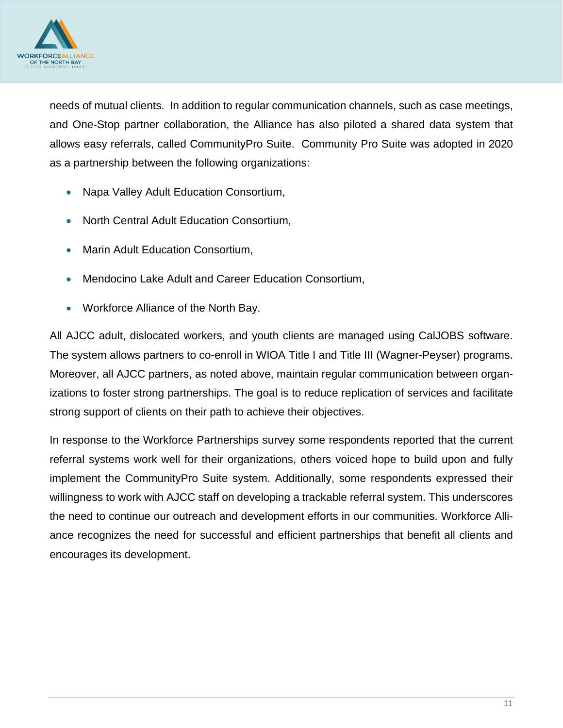needs of mutual clients. In addition to regular communication channels, such as case meetings, and One-Stop partner collaboration, the Alliance has also piloted a shared data system that allows easy referrals, called CommunityPro Suite. Community Pro Suite was adopted in 2020 as a partnership between the following organizations:

- Napa Valley Adult Education Consortium,
- North Central Adult Education Consortium,
- Marin Adult Education Consortium,
- Mendocino Lake Adult and Career Education Consortium,
- Workforce Alliance of the North Bay.

All AJCC adult, dislocated workers, and youth clients are managed using CalJOBS software. The system allows partners to co-enroll in WIOA Title I and Title III (Wagner-Peyser) programs. Moreover, all AJCC partners, as noted above, maintain regular communication between organizations to foster strong partnerships. The goal is to reduce replication of services and facilitate strong support of clients on their path to achieve their objectives.

In response to the Workforce Partnerships survey some respondents reported that the current referral systems work well for their organizations, others voiced hope to build upon and fully implement the CommunityPro Suite system. Additionally, some respondents expressed their willingness to work with AJCC staff on developing a trackable referral system. This underscores the need to continue our outreach and development efforts in our communities. Workforce Alliance recognizes the need for successful and efficient partnerships that benefit all clients and encourages its development.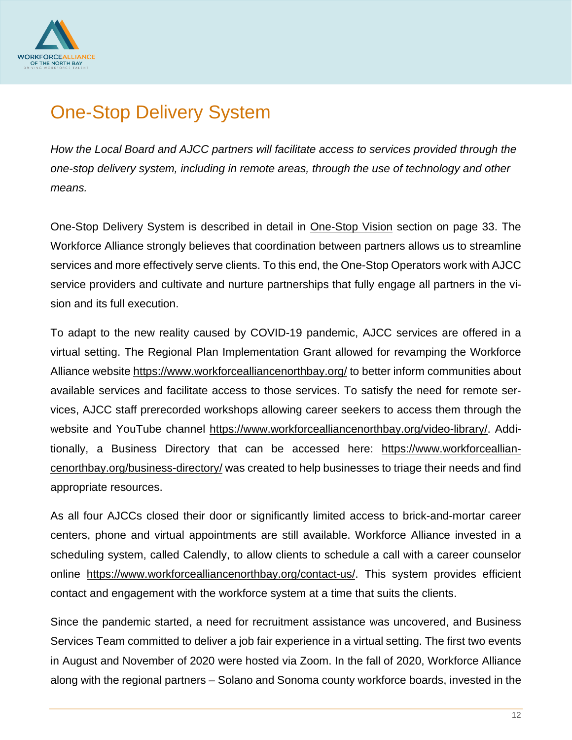# One-Stop Delivery System

*How the Local Board and AJCC partners will facilitate access to services provided through the one-stop delivery system, including in remote areas, through the use of technology and other means.*

One-Stop Delivery System is described in detail in One-Stop Vision section on page 33. The Workforce Alliance strongly believes that coordination between partners allows us to streamline services and more effectively serve clients. To this end, the One-Stop Operators work with AJCC service providers and cultivate and nurture partnerships that fully engage all partners in the vision and its full execution.

To adapt to the new reality caused by COVID-19 pandemic, AJCC services are offered in a virtual setting. The Regional Plan Implementation Grant allowed for revamping the Workforce Alliance website https://www.workforcealliancenorthbay.org/ to better inform communities about available services and facilitate access to those services. To satisfy the need for remote services, AJCC staff prerecorded workshops allowing career seekers to access them through the website and YouTube channel https://www.workforcealliancenorthbay.org/video-library/. Additionally, a Business Directory that can be accessed here: https://www.workforcealliancenorthbay.org/business-directory/ was created to help businesses to triage their needs and find appropriate resources.

As all four AJCCs closed their door or significantly limited access to brick-and-mortar career centers, phone and virtual appointments are still available. Workforce Alliance invested in a scheduling system, called Calendly, to allow clients to schedule a call with a career counselor online https://www.workforcealliancenorthbay.org/contact-us/. This system provides efficient contact and engagement with the workforce system at a time that suits the clients.

Since the pandemic started, a need for recruitment assistance was uncovered, and Business Services Team committed to deliver a job fair experience in a virtual setting. The first two events in August and November of 2020 were hosted via Zoom. In the fall of 2020, Workforce Alliance along with the regional partners – Solano and Sonoma county workforce boards, invested in the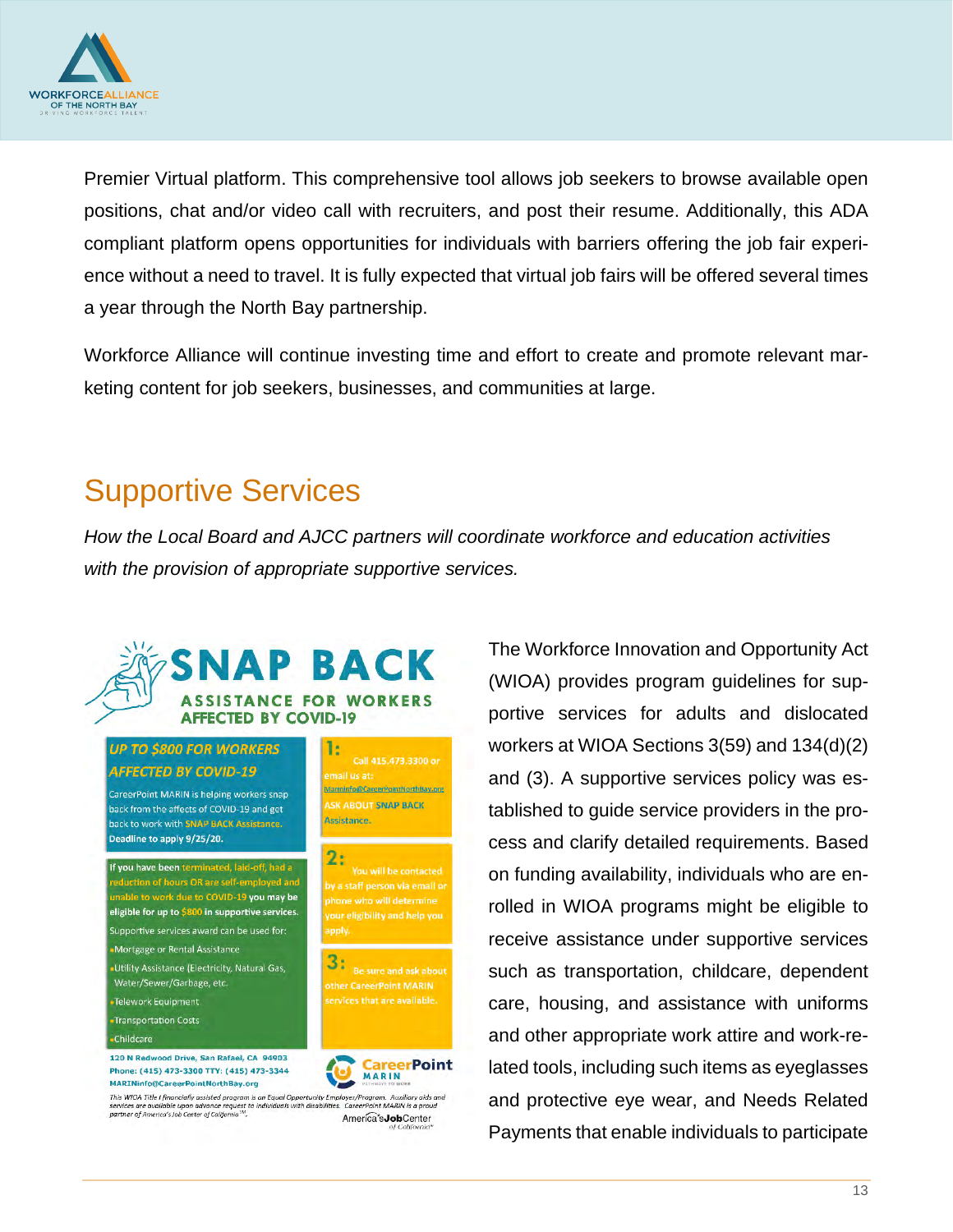Premier Virtual platform. This comprehensive tool allows job seekers to browse available open positions, chat and/or video call with recruiters, and post their resume. Additionally, this ADA compliant platform opens opportunities for individuals with barriers offering the job fair experience without a need to travel. It is fully expected that virtual job fairs will be offered several times a year through the North Bay partnership.

Workforce Alliance will continue investing time and effort to create and promote relevant marketing content for job seekers, businesses, and communities at large.

## Supportive Services

*How the Local Board and AJCC partners will coordinate workforce and education activities with the provision of appropriate supportive services.*

**SNAP BACK**
**ASSISTANCE FOR WORKERS AFFECTED BY COVID-19**

**UP TO $800 FOR WORKERS AFFECTED BY COVID-19**

CareerPoint MARIN is helping workers snap back from the affects of COVID-19 and get back to work with SNAP BACK Assistance. **Deadline to apply 9/25/20.**

If you have been terminated, laid-off, had a reduction of hours OR are self-employed and unable to work due to COVID-19 you may be eligible for up to $800 in supportive services.

Supportive services award can be used for:

- Mortgage or Rental Assistance
- Utility Assistance (Electricity, Natural Gas, Water/Sewer/Garbage, etc.
- Telework Equipment
- Transportation Costs
- Childcare

**1:** Call 415.473.3300 or email us at: MarinInfo@CareerPointNorthBay.org ASK ABOUT SNAP BACK Assistance.

**2:** You will be contacted by a staff person via email or phone who will determine your eligibility and help you apply.

**3:** Be sure and ask about other CareerPoint MARIN services that are available.

120 N Redwood Drive, San Rafael, CA 94903
Phone: (415) 473-3300 TTY: (415) 473-3344
MARINinfo@CareerPointNorthBay.org

CareerPoint MARIN

*This WIOA Title I financially assisted program is an Equal Opportunity Employer/Program. Auxiliary aids and services are available upon advance request to individuals with disabilities. CareerPoint MARIN is a proud partner of America's Job Center of California™.*

America's Job Center of California

The Workforce Innovation and Opportunity Act (WIOA) provides program guidelines for supportive services for adults and dislocated workers at WIOA Sections 3(59) and 134(d)(2) and (3). A supportive services policy was established to guide service providers in the process and clarify detailed requirements. Based on funding availability, individuals who are enrolled in WIOA programs might be eligible to receive assistance under supportive services such as transportation, childcare, dependent care, housing, and assistance with uniforms and other appropriate work attire and work-related tools, including such items as eyeglasses and protective eye wear, and Needs Related Payments that enable individuals to participate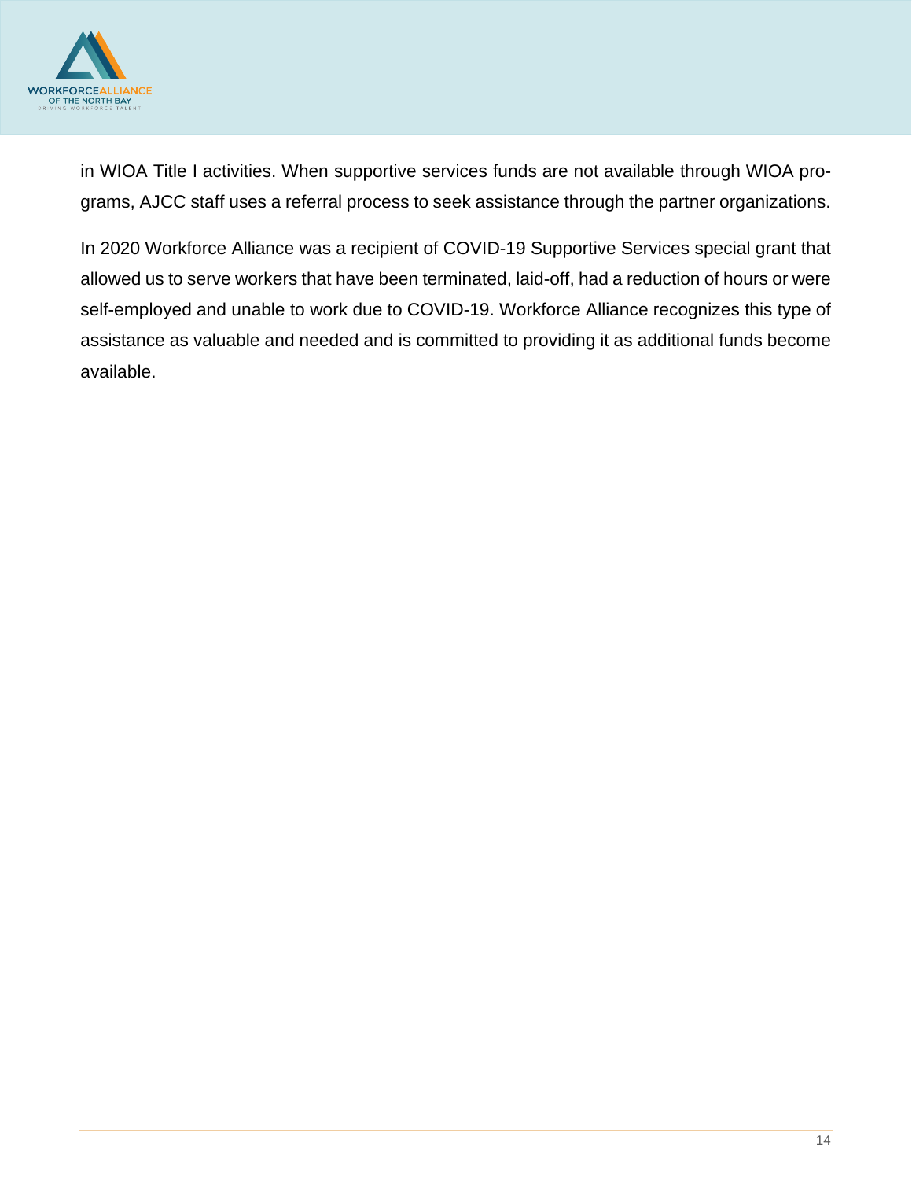in WIOA Title I activities. When supportive services funds are not available through WIOA programs, AJCC staff uses a referral process to seek assistance through the partner organizations.

In 2020 Workforce Alliance was a recipient of COVID-19 Supportive Services special grant that allowed us to serve workers that have been terminated, laid-off, had a reduction of hours or were self-employed and unable to work due to COVID-19. Workforce Alliance recognizes this type of assistance as valuable and needed and is committed to providing it as additional funds become available.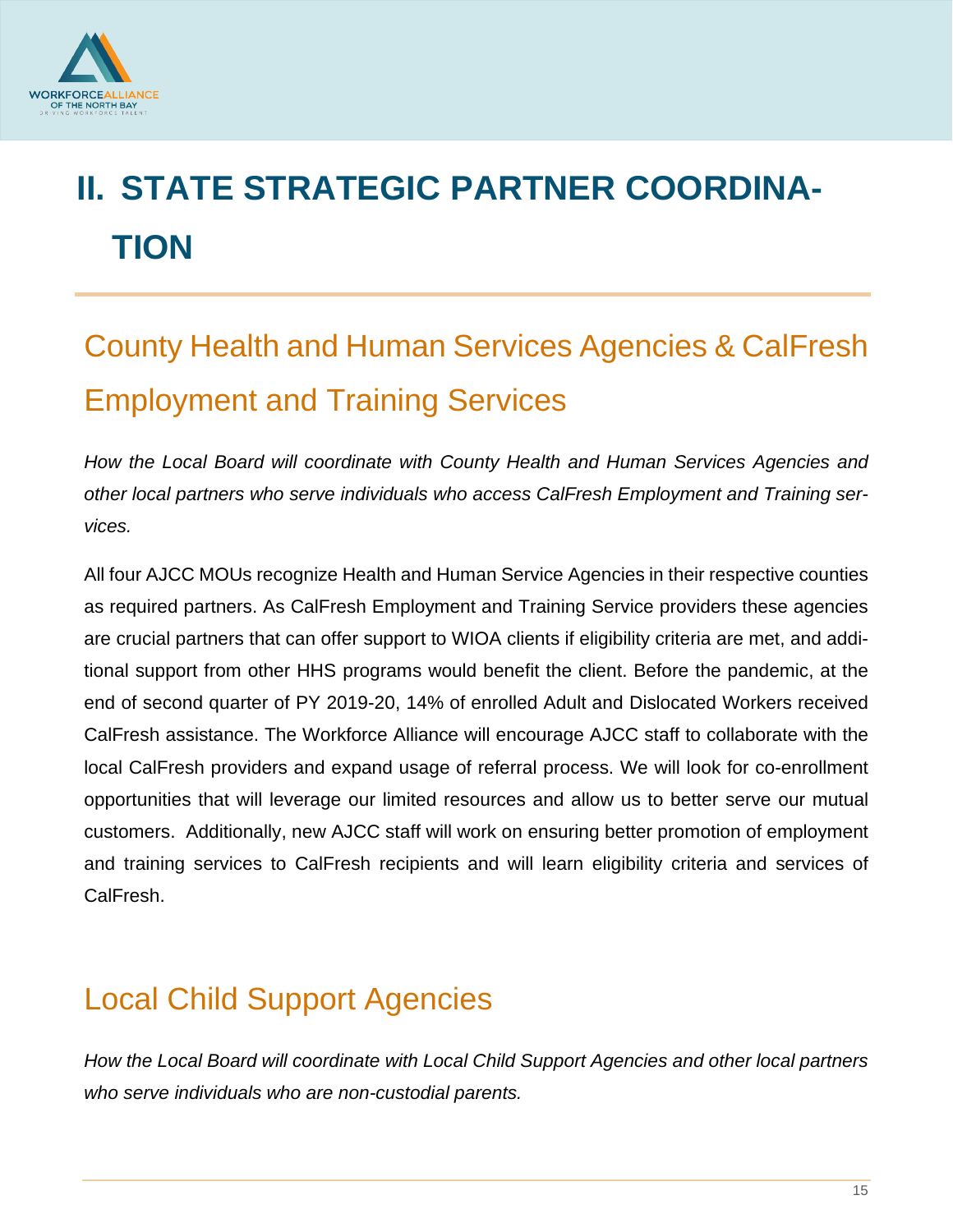# II. STATE STRATEGIC PARTNER COORDINATION

## County Health and Human Services Agencies & CalFresh Employment and Training Services

*How the Local Board will coordinate with County Health and Human Services Agencies and other local partners who serve individuals who access CalFresh Employment and Training services.*

All four AJCC MOUs recognize Health and Human Service Agencies in their respective counties as required partners. As CalFresh Employment and Training Service providers these agencies are crucial partners that can offer support to WIOA clients if eligibility criteria are met, and additional support from other HHS programs would benefit the client. Before the pandemic, at the end of second quarter of PY 2019-20, 14% of enrolled Adult and Dislocated Workers received CalFresh assistance. The Workforce Alliance will encourage AJCC staff to collaborate with the local CalFresh providers and expand usage of referral process. We will look for co-enrollment opportunities that will leverage our limited resources and allow us to better serve our mutual customers. Additionally, new AJCC staff will work on ensuring better promotion of employment and training services to CalFresh recipients and will learn eligibility criteria and services of CalFresh.

## Local Child Support Agencies

*How the Local Board will coordinate with Local Child Support Agencies and other local partners who serve individuals who are non-custodial parents.*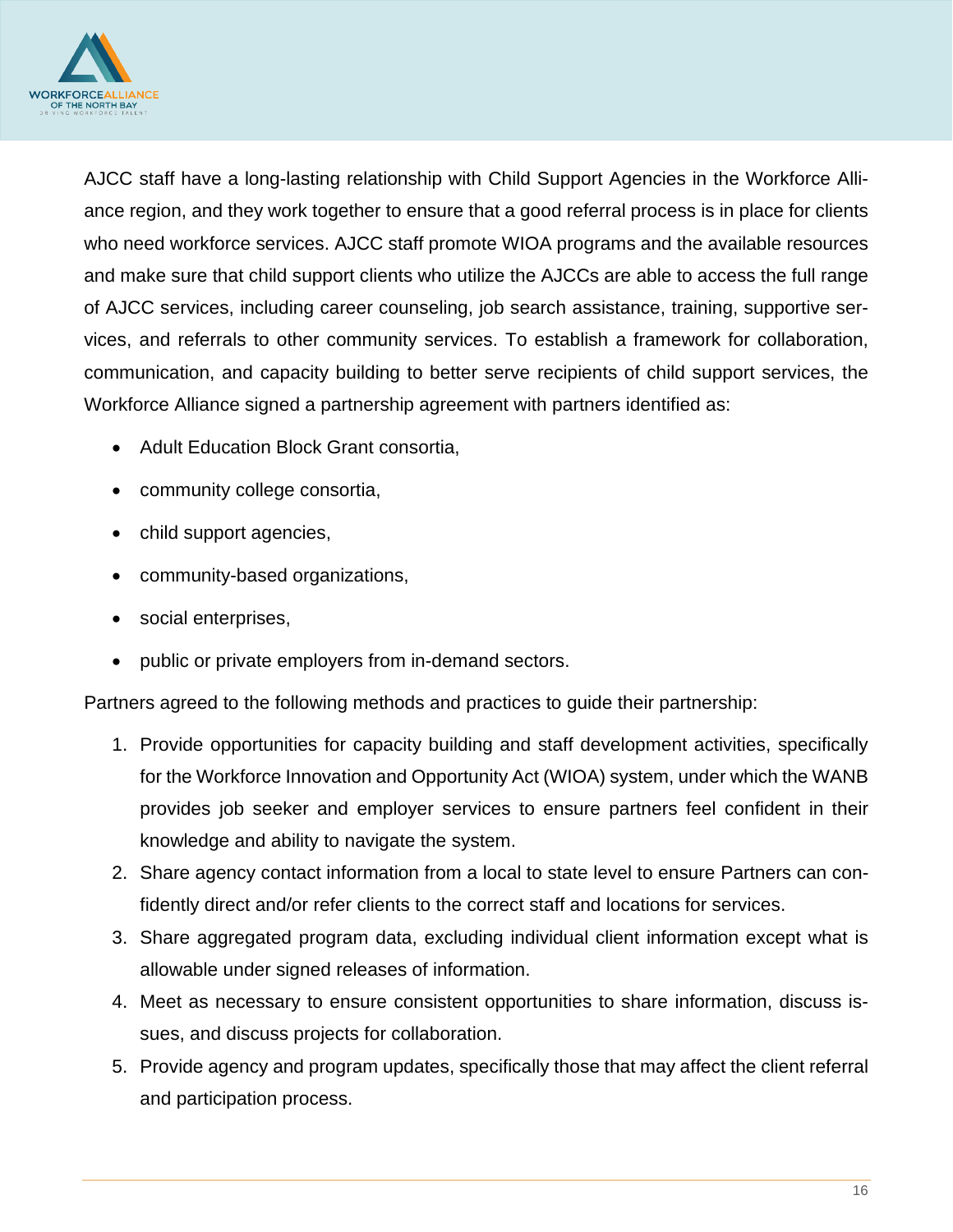AJCC staff have a long-lasting relationship with Child Support Agencies in the Workforce Alliance region, and they work together to ensure that a good referral process is in place for clients who need workforce services. AJCC staff promote WIOA programs and the available resources and make sure that child support clients who utilize the AJCCs are able to access the full range of AJCC services, including career counseling, job search assistance, training, supportive services, and referrals to other community services. To establish a framework for collaboration, communication, and capacity building to better serve recipients of child support services, the Workforce Alliance signed a partnership agreement with partners identified as:

- Adult Education Block Grant consortia,
- community college consortia,
- child support agencies,
- community-based organizations,
- social enterprises,
- public or private employers from in-demand sectors.

Partners agreed to the following methods and practices to guide their partnership:

1. Provide opportunities for capacity building and staff development activities, specifically for the Workforce Innovation and Opportunity Act (WIOA) system, under which the WANB provides job seeker and employer services to ensure partners feel confident in their knowledge and ability to navigate the system.
2. Share agency contact information from a local to state level to ensure Partners can confidently direct and/or refer clients to the correct staff and locations for services.
3. Share aggregated program data, excluding individual client information except what is allowable under signed releases of information.
4. Meet as necessary to ensure consistent opportunities to share information, discuss issues, and discuss projects for collaboration.
5. Provide agency and program updates, specifically those that may affect the client referral and participation process.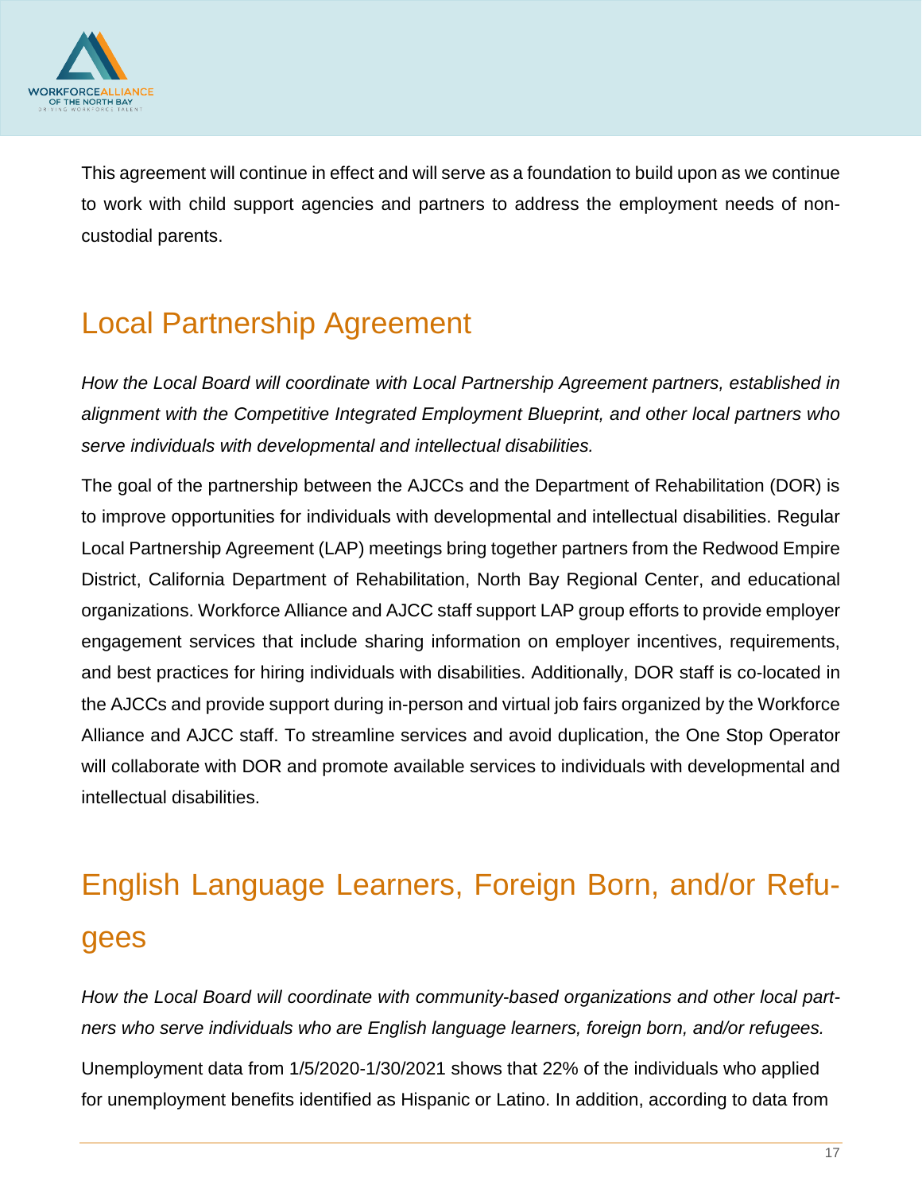This agreement will continue in effect and will serve as a foundation to build upon as we continue to work with child support agencies and partners to address the employment needs of non-custodial parents.

## Local Partnership Agreement

*How the Local Board will coordinate with Local Partnership Agreement partners, established in alignment with the Competitive Integrated Employment Blueprint, and other local partners who serve individuals with developmental and intellectual disabilities.*

The goal of the partnership between the AJCCs and the Department of Rehabilitation (DOR) is to improve opportunities for individuals with developmental and intellectual disabilities. Regular Local Partnership Agreement (LAP) meetings bring together partners from the Redwood Empire District, California Department of Rehabilitation, North Bay Regional Center, and educational organizations. Workforce Alliance and AJCC staff support LAP group efforts to provide employer engagement services that include sharing information on employer incentives, requirements, and best practices for hiring individuals with disabilities. Additionally, DOR staff is co-located in the AJCCs and provide support during in-person and virtual job fairs organized by the Workforce Alliance and AJCC staff. To streamline services and avoid duplication, the One Stop Operator will collaborate with DOR and promote available services to individuals with developmental and intellectual disabilities.

## English Language Learners, Foreign Born, and/or Refugees

*How the Local Board will coordinate with community-based organizations and other local partners who serve individuals who are English language learners, foreign born, and/or refugees.*

Unemployment data from 1/5/2020-1/30/2021 shows that 22% of the individuals who applied for unemployment benefits identified as Hispanic or Latino. In addition, according to data from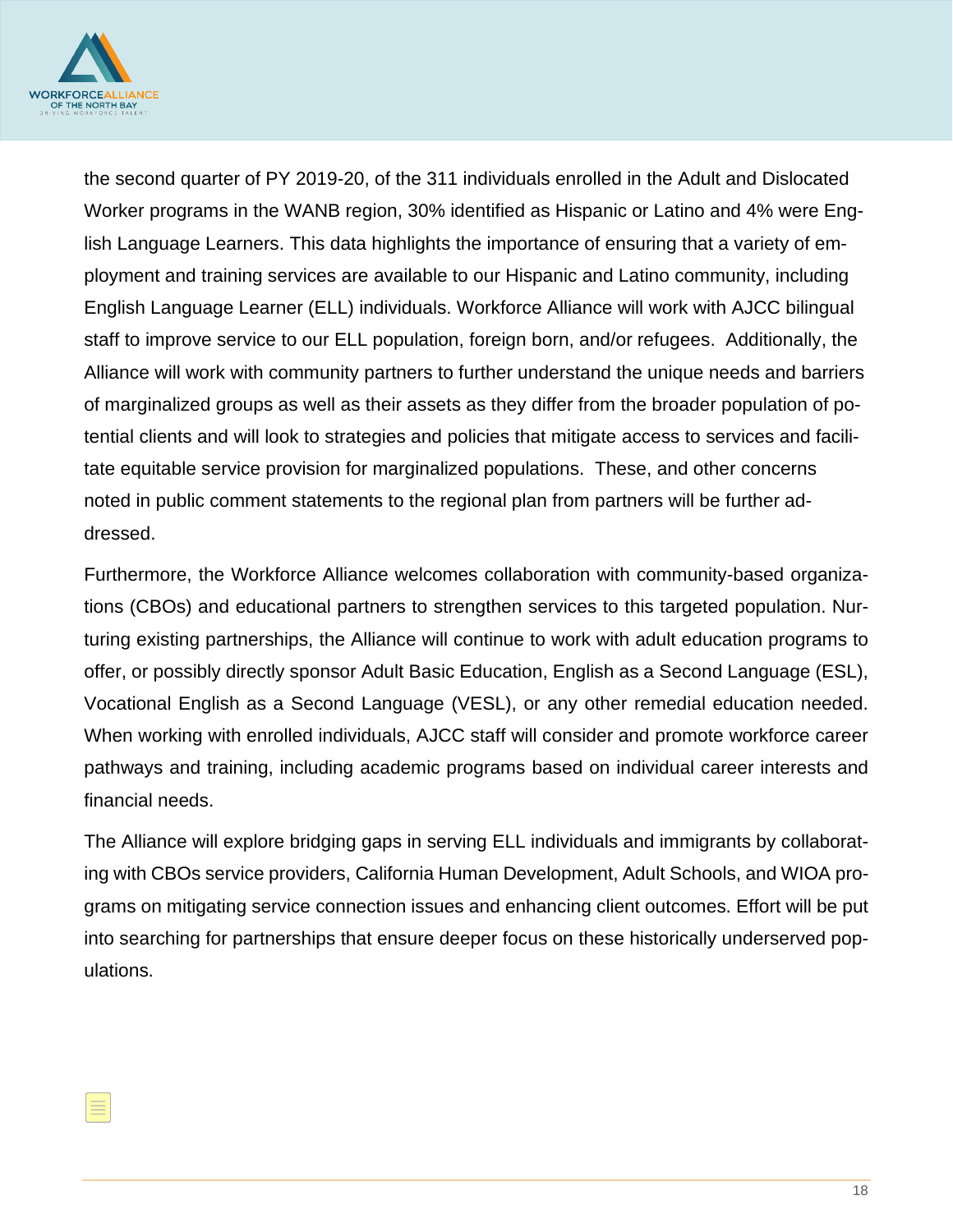the second quarter of PY 2019-20, of the 311 individuals enrolled in the Adult and Dislocated Worker programs in the WANB region, 30% identified as Hispanic or Latino and 4% were English Language Learners. This data highlights the importance of ensuring that a variety of employment and training services are available to our Hispanic and Latino community, including English Language Learner (ELL) individuals. Workforce Alliance will work with AJCC bilingual staff to improve service to our ELL population, foreign born, and/or refugees. Additionally, the Alliance will work with community partners to further understand the unique needs and barriers of marginalized groups as well as their assets as they differ from the broader population of potential clients and will look to strategies and policies that mitigate access to services and facilitate equitable service provision for marginalized populations. These, and other concerns noted in public comment statements to the regional plan from partners will be further addressed.

Furthermore, the Workforce Alliance welcomes collaboration with community-based organizations (CBOs) and educational partners to strengthen services to this targeted population. Nurturing existing partnerships, the Alliance will continue to work with adult education programs to offer, or possibly directly sponsor Adult Basic Education, English as a Second Language (ESL), Vocational English as a Second Language (VESL), or any other remedial education needed. When working with enrolled individuals, AJCC staff will consider and promote workforce career pathways and training, including academic programs based on individual career interests and financial needs.

The Alliance will explore bridging gaps in serving ELL individuals and immigrants by collaborating with CBOs service providers, California Human Development, Adult Schools, and WIOA programs on mitigating service connection issues and enhancing client outcomes. Effort will be put into searching for partnerships that ensure deeper focus on these historically underserved populations.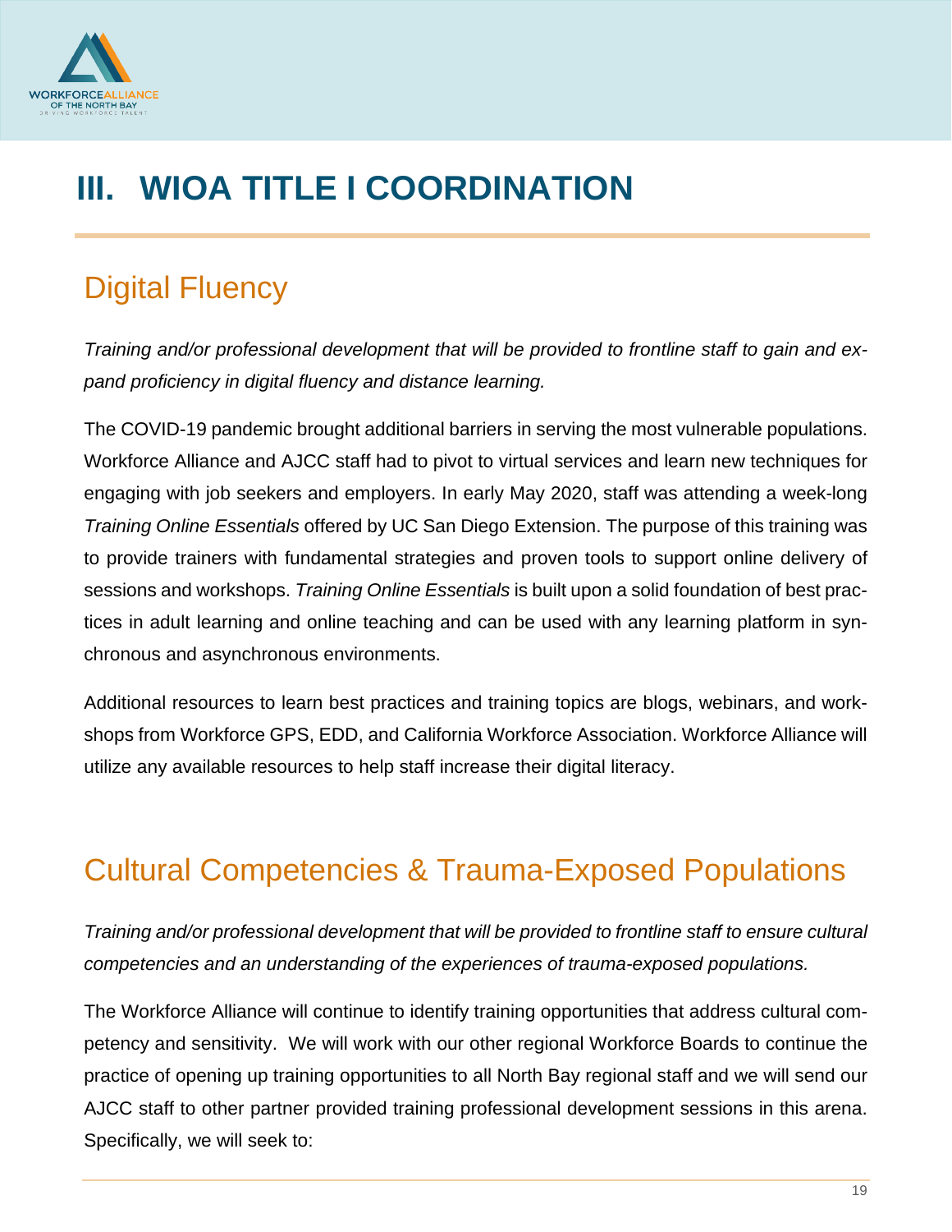# III. WIOA TITLE I COORDINATION

## Digital Fluency

*Training and/or professional development that will be provided to frontline staff to gain and expand proficiency in digital fluency and distance learning.*

The COVID-19 pandemic brought additional barriers in serving the most vulnerable populations. Workforce Alliance and AJCC staff had to pivot to virtual services and learn new techniques for engaging with job seekers and employers. In early May 2020, staff was attending a week-long *Training Online Essentials* offered by UC San Diego Extension. The purpose of this training was to provide trainers with fundamental strategies and proven tools to support online delivery of sessions and workshops. *Training Online Essentials* is built upon a solid foundation of best practices in adult learning and online teaching and can be used with any learning platform in synchronous and asynchronous environments.

Additional resources to learn best practices and training topics are blogs, webinars, and workshops from Workforce GPS, EDD, and California Workforce Association. Workforce Alliance will utilize any available resources to help staff increase their digital literacy.

## Cultural Competencies & Trauma-Exposed Populations

*Training and/or professional development that will be provided to frontline staff to ensure cultural competencies and an understanding of the experiences of trauma-exposed populations.*

The Workforce Alliance will continue to identify training opportunities that address cultural competency and sensitivity. We will work with our other regional Workforce Boards to continue the practice of opening up training opportunities to all North Bay regional staff and we will send our AJCC staff to other partner provided training professional development sessions in this arena. Specifically, we will seek to: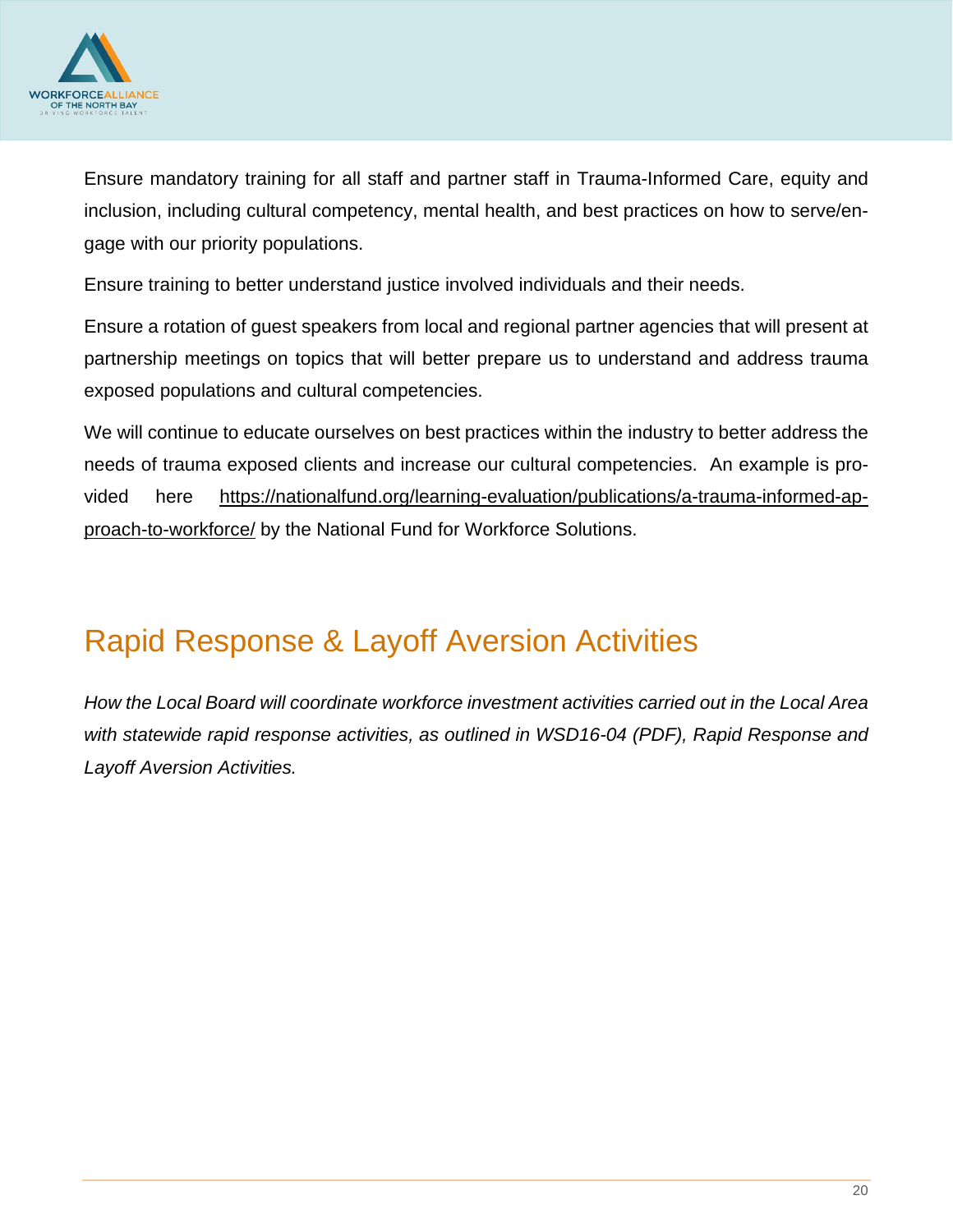Ensure mandatory training for all staff and partner staff in Trauma-Informed Care, equity and inclusion, including cultural competency, mental health, and best practices on how to serve/engage with our priority populations.

Ensure training to better understand justice involved individuals and their needs.

Ensure a rotation of guest speakers from local and regional partner agencies that will present at partnership meetings on topics that will better prepare us to understand and address trauma exposed populations and cultural competencies.

We will continue to educate ourselves on best practices within the industry to better address the needs of trauma exposed clients and increase our cultural competencies. An example is provided here https://nationalfund.org/learning-evaluation/publications/a-trauma-informed-approach-to-workforce/ by the National Fund for Workforce Solutions.

## Rapid Response & Layoff Aversion Activities

*How the Local Board will coordinate workforce investment activities carried out in the Local Area with statewide rapid response activities, as outlined in WSD16-04 (PDF), Rapid Response and Layoff Aversion Activities.*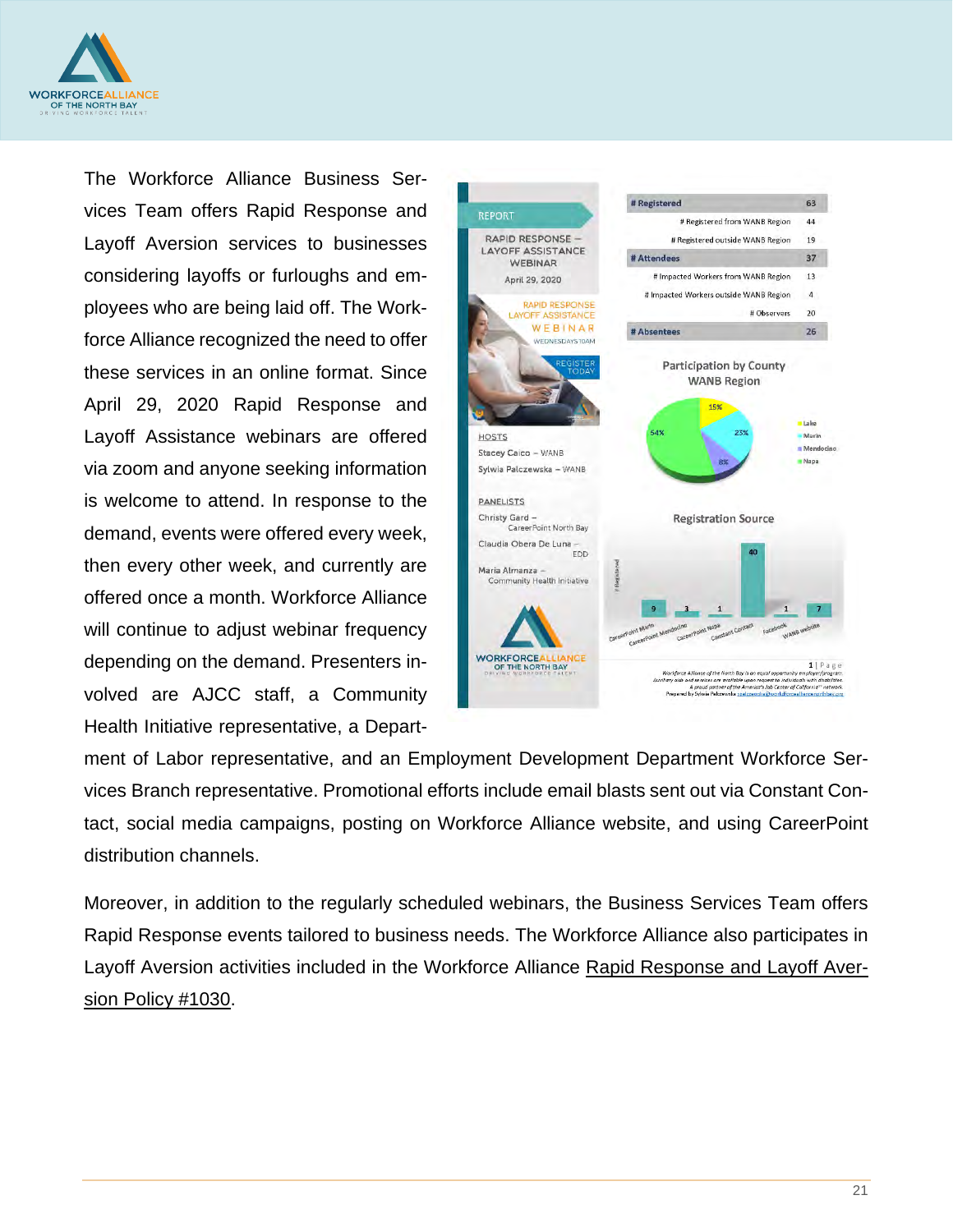The Workforce Alliance Business Services Team offers Rapid Response and Layoff Aversion services to businesses considering layoffs or furloughs and employees who are being laid off. The Workforce Alliance recognized the need to offer these services in an online format. Since April 29, 2020 Rapid Response and Layoff Assistance webinars are offered via zoom and anyone seeking information is welcome to attend. In response to the demand, events were offered every week, then every other week, and currently are offered once a month. Workforce Alliance will continue to adjust webinar frequency depending on the demand. Presenters involved are AJCC staff, a Community Health Initiative representative, a Department of Labor representative, and an Employment Development Department Workforce Services Branch representative. Promotional efforts include email blasts sent out via Constant Contact, social media campaigns, posting on Workforce Alliance website, and using CareerPoint distribution channels.

Moreover, in addition to the regularly scheduled webinars, the Business Services Team offers Rapid Response events tailored to business needs. The Workforce Alliance also participates in Layoff Aversion activities included in the Workforce Alliance Rapid Response and Layoff Aversion Policy #1030.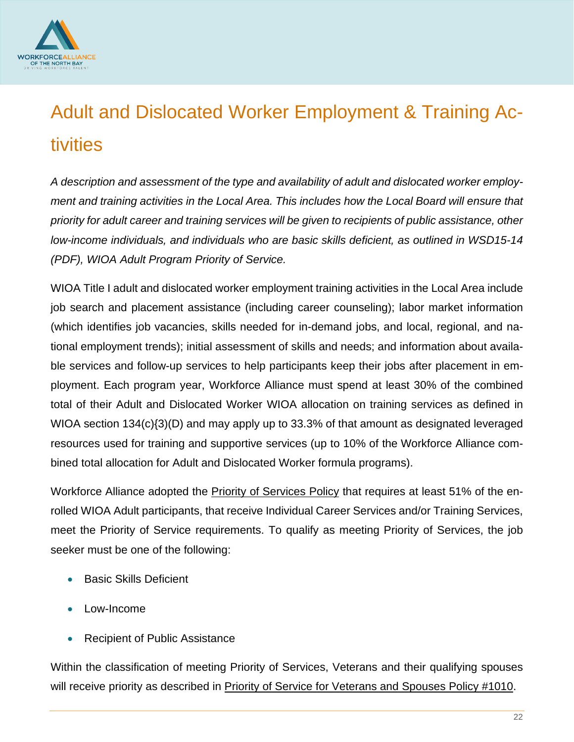## Adult and Dislocated Worker Employment & Training Activities

*A description and assessment of the type and availability of adult and dislocated worker employment and training activities in the Local Area. This includes how the Local Board will ensure that priority for adult career and training services will be given to recipients of public assistance, other low-income individuals, and individuals who are basic skills deficient, as outlined in WSD15-14 (PDF), WIOA Adult Program Priority of Service.*

WIOA Title I adult and dislocated worker employment training activities in the Local Area include job search and placement assistance (including career counseling); labor market information (which identifies job vacancies, skills needed for in-demand jobs, and local, regional, and national employment trends); initial assessment of skills and needs; and information about available services and follow-up services to help participants keep their jobs after placement in employment. Each program year, Workforce Alliance must spend at least 30% of the combined total of their Adult and Dislocated Worker WIOA allocation on training services as defined in WIOA section 134(c){3)(D) and may apply up to 33.3% of that amount as designated leveraged resources used for training and supportive services (up to 10% of the Workforce Alliance combined total allocation for Adult and Dislocated Worker formula programs).

Workforce Alliance adopted the Priority of Services Policy that requires at least 51% of the enrolled WIOA Adult participants, that receive Individual Career Services and/or Training Services, meet the Priority of Service requirements. To qualify as meeting Priority of Services, the job seeker must be one of the following:

- Basic Skills Deficient
- Low-Income
- Recipient of Public Assistance

Within the classification of meeting Priority of Services, Veterans and their qualifying spouses will receive priority as described in Priority of Service for Veterans and Spouses Policy #1010.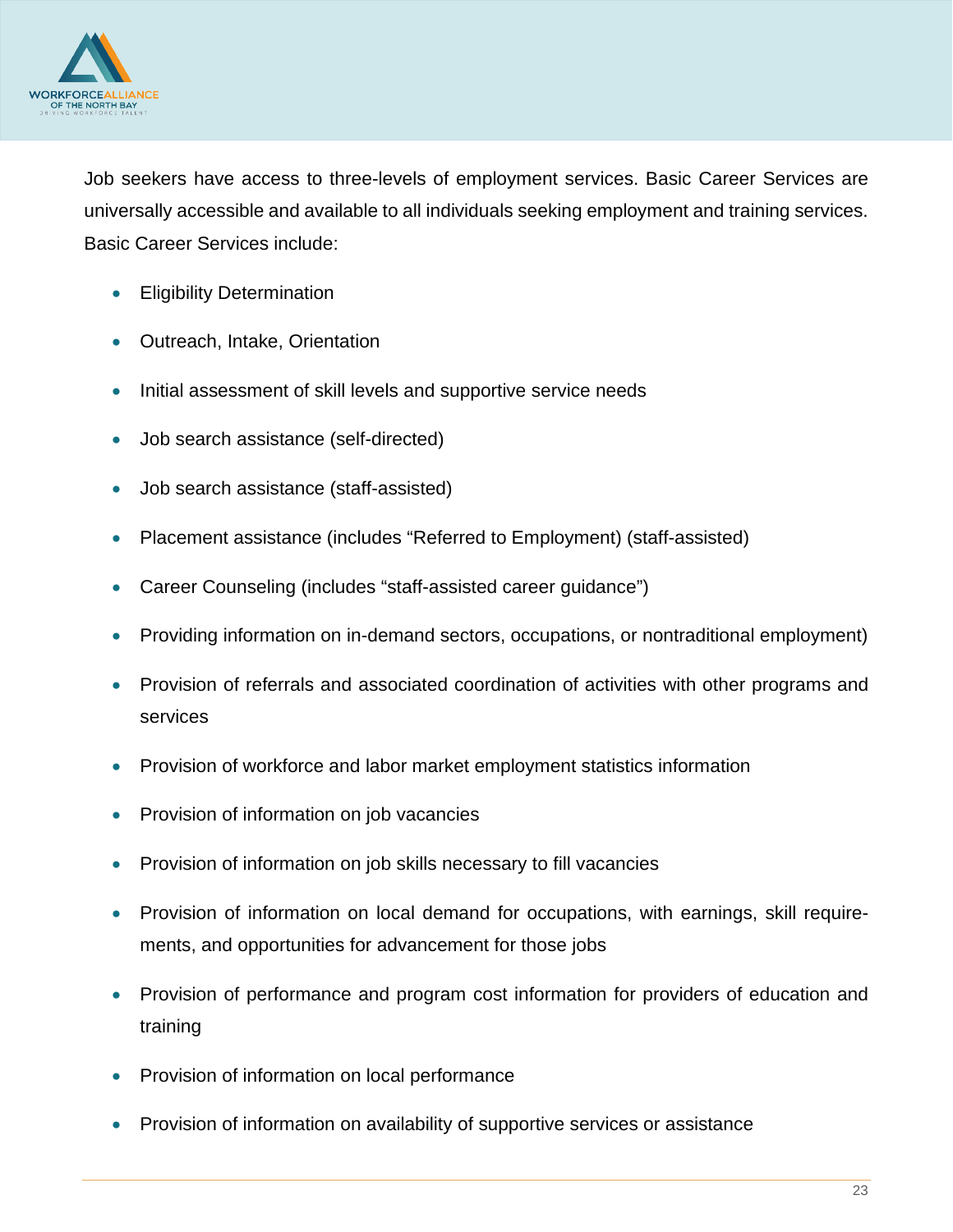Job seekers have access to three-levels of employment services. Basic Career Services are universally accessible and available to all individuals seeking employment and training services. Basic Career Services include:

- Eligibility Determination
- Outreach, Intake, Orientation
- Initial assessment of skill levels and supportive service needs
- Job search assistance (self-directed)
- Job search assistance (staff-assisted)
- Placement assistance (includes “Referred to Employment) (staff-assisted)
- Career Counseling (includes “staff-assisted career guidance”)
- Providing information on in-demand sectors, occupations, or nontraditional employment)
- Provision of referrals and associated coordination of activities with other programs and services
- Provision of workforce and labor market employment statistics information
- Provision of information on job vacancies
- Provision of information on job skills necessary to fill vacancies
- Provision of information on local demand for occupations, with earnings, skill requirements, and opportunities for advancement for those jobs
- Provision of performance and program cost information for providers of education and training
- Provision of information on local performance
- Provision of information on availability of supportive services or assistance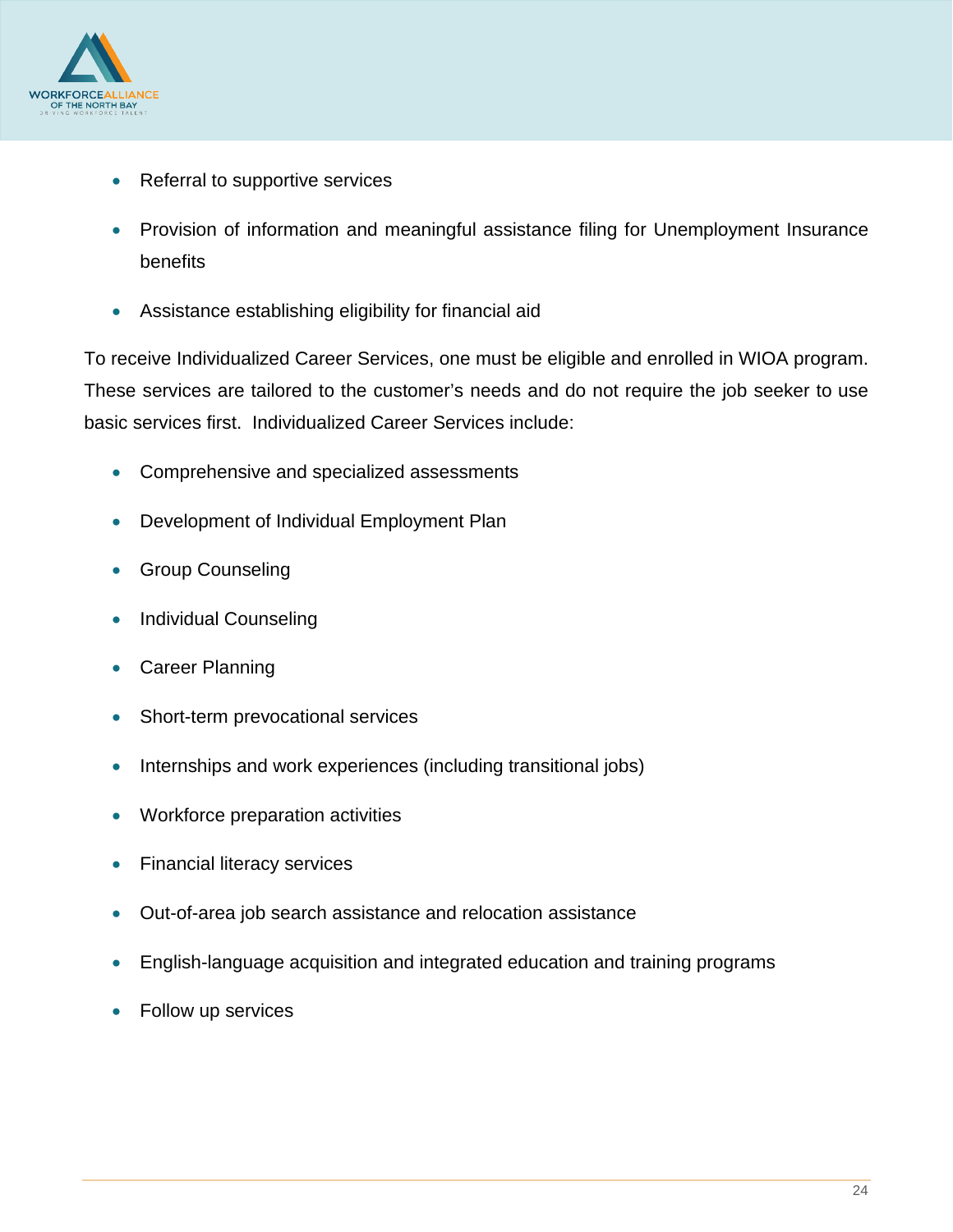- Referral to supportive services
- Provision of information and meaningful assistance filing for Unemployment Insurance benefits
- Assistance establishing eligibility for financial aid

To receive Individualized Career Services, one must be eligible and enrolled in WIOA program. These services are tailored to the customer's needs and do not require the job seeker to use basic services first. Individualized Career Services include:

- Comprehensive and specialized assessments
- Development of Individual Employment Plan
- Group Counseling
- Individual Counseling
- Career Planning
- Short-term prevocational services
- Internships and work experiences (including transitional jobs)
- Workforce preparation activities
- Financial literacy services
- Out-of-area job search assistance and relocation assistance
- English-language acquisition and integrated education and training programs
- Follow up services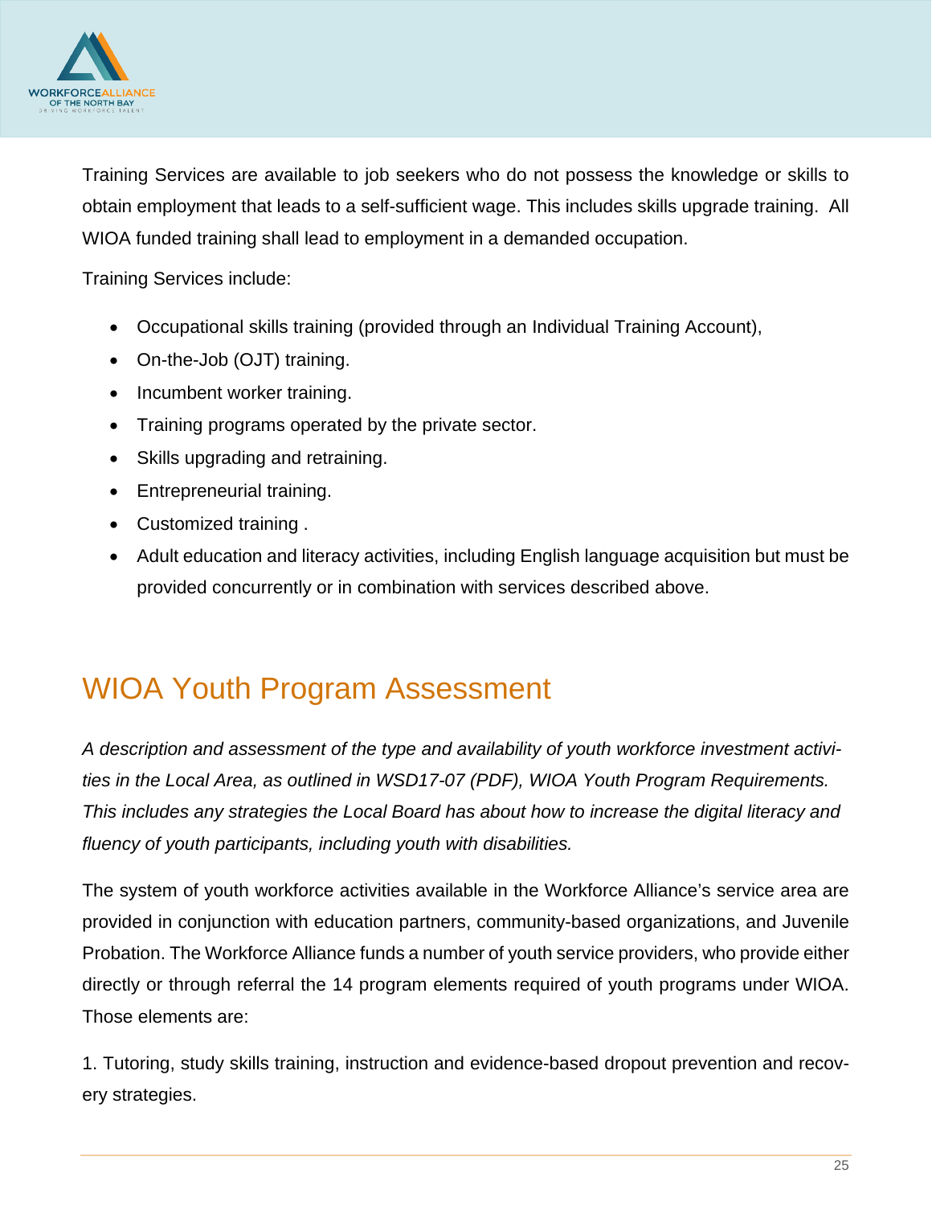Training Services are available to job seekers who do not possess the knowledge or skills to obtain employment that leads to a self-sufficient wage. This includes skills upgrade training. All WIOA funded training shall lead to employment in a demanded occupation.

Training Services include:

- Occupational skills training (provided through an Individual Training Account),
- On-the-Job (OJT) training.
- Incumbent worker training.
- Training programs operated by the private sector.
- Skills upgrading and retraining.
- Entrepreneurial training.
- Customized training .
- Adult education and literacy activities, including English language acquisition but must be provided concurrently or in combination with services described above.

## WIOA Youth Program Assessment

*A description and assessment of the type and availability of youth workforce investment activities in the Local Area, as outlined in WSD17-07 (PDF), WIOA Youth Program Requirements. This includes any strategies the Local Board has about how to increase the digital literacy and fluency of youth participants, including youth with disabilities.*

The system of youth workforce activities available in the Workforce Alliance's service area are provided in conjunction with education partners, community-based organizations, and Juvenile Probation. The Workforce Alliance funds a number of youth service providers, who provide either directly or through referral the 14 program elements required of youth programs under WIOA. Those elements are:

1. Tutoring, study skills training, instruction and evidence-based dropout prevention and recovery strategies.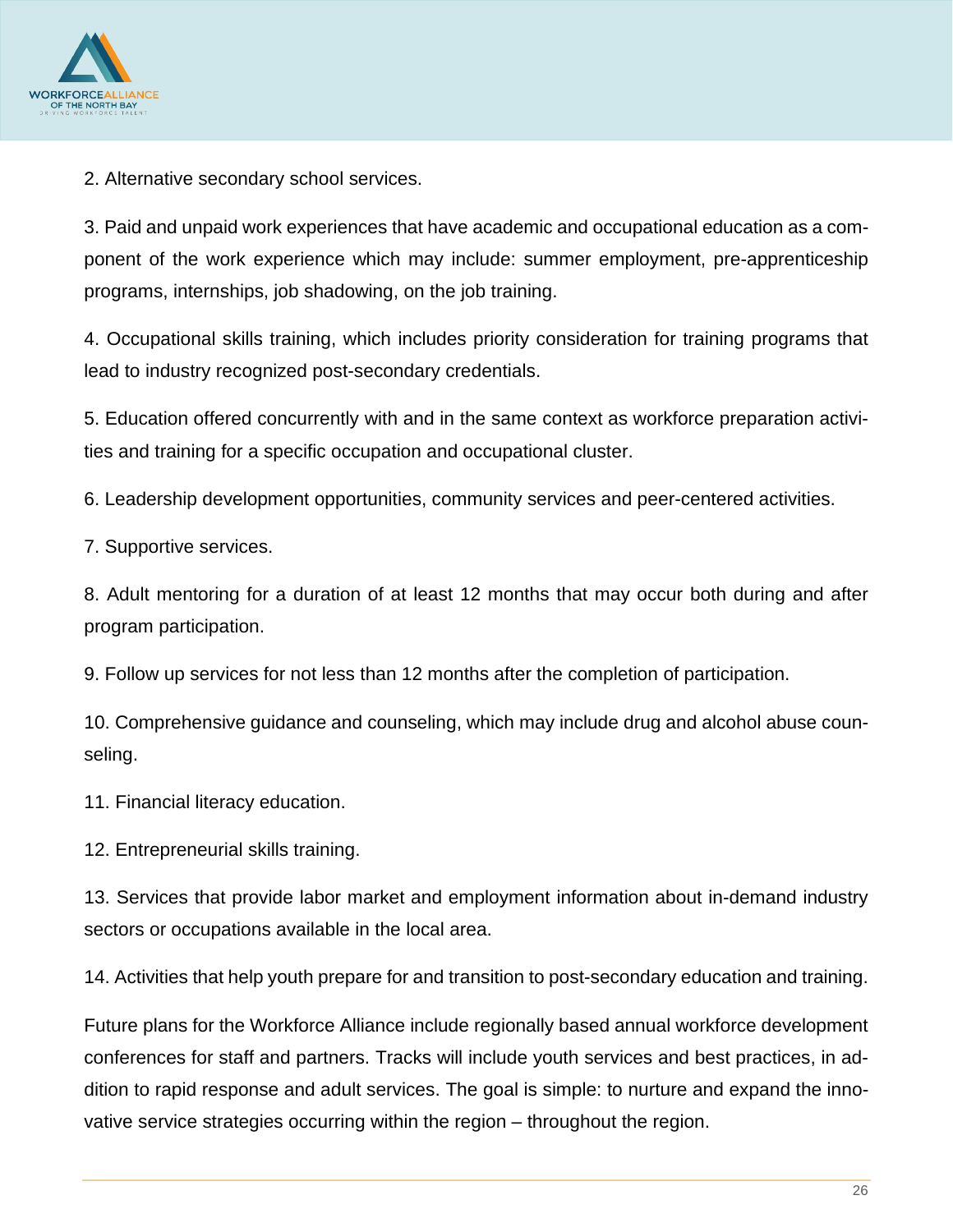2. Alternative secondary school services.

3. Paid and unpaid work experiences that have academic and occupational education as a component of the work experience which may include: summer employment, pre-apprenticeship programs, internships, job shadowing, on the job training.

4. Occupational skills training, which includes priority consideration for training programs that lead to industry recognized post-secondary credentials.

5. Education offered concurrently with and in the same context as workforce preparation activities and training for a specific occupation and occupational cluster.

6. Leadership development opportunities, community services and peer-centered activities.

7. Supportive services.

8. Adult mentoring for a duration of at least 12 months that may occur both during and after program participation.

9. Follow up services for not less than 12 months after the completion of participation.

10. Comprehensive guidance and counseling, which may include drug and alcohol abuse counseling.

11. Financial literacy education.

12. Entrepreneurial skills training.

13. Services that provide labor market and employment information about in-demand industry sectors or occupations available in the local area.

14. Activities that help youth prepare for and transition to post-secondary education and training.

Future plans for the Workforce Alliance include regionally based annual workforce development conferences for staff and partners. Tracks will include youth services and best practices, in addition to rapid response and adult services. The goal is simple: to nurture and expand the innovative service strategies occurring within the region – throughout the region.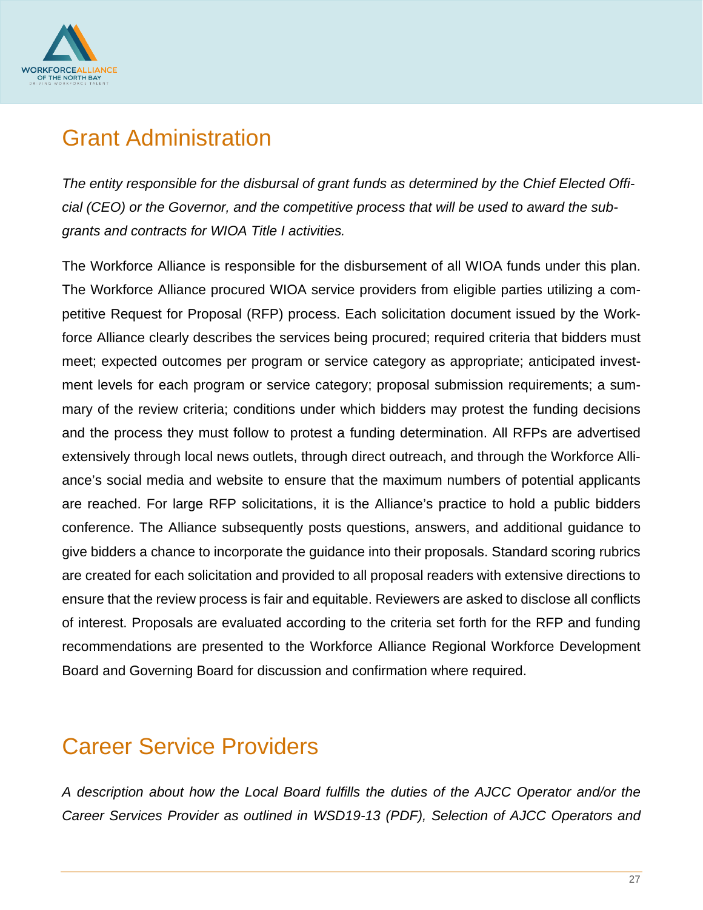## Grant Administration

*The entity responsible for the disbursal of grant funds as determined by the Chief Elected Official (CEO) or the Governor, and the competitive process that will be used to award the sub-grants and contracts for WIOA Title I activities.*

The Workforce Alliance is responsible for the disbursement of all WIOA funds under this plan. The Workforce Alliance procured WIOA service providers from eligible parties utilizing a competitive Request for Proposal (RFP) process. Each solicitation document issued by the Workforce Alliance clearly describes the services being procured; required criteria that bidders must meet; expected outcomes per program or service category as appropriate; anticipated investment levels for each program or service category; proposal submission requirements; a summary of the review criteria; conditions under which bidders may protest the funding decisions and the process they must follow to protest a funding determination. All RFPs are advertised extensively through local news outlets, through direct outreach, and through the Workforce Alliance's social media and website to ensure that the maximum numbers of potential applicants are reached. For large RFP solicitations, it is the Alliance's practice to hold a public bidders conference. The Alliance subsequently posts questions, answers, and additional guidance to give bidders a chance to incorporate the guidance into their proposals. Standard scoring rubrics are created for each solicitation and provided to all proposal readers with extensive directions to ensure that the review process is fair and equitable. Reviewers are asked to disclose all conflicts of interest. Proposals are evaluated according to the criteria set forth for the RFP and funding recommendations are presented to the Workforce Alliance Regional Workforce Development Board and Governing Board for discussion and confirmation where required.

## Career Service Providers

*A description about how the Local Board fulfills the duties of the AJCC Operator and/or the Career Services Provider as outlined in WSD19-13 (PDF), Selection of AJCC Operators and*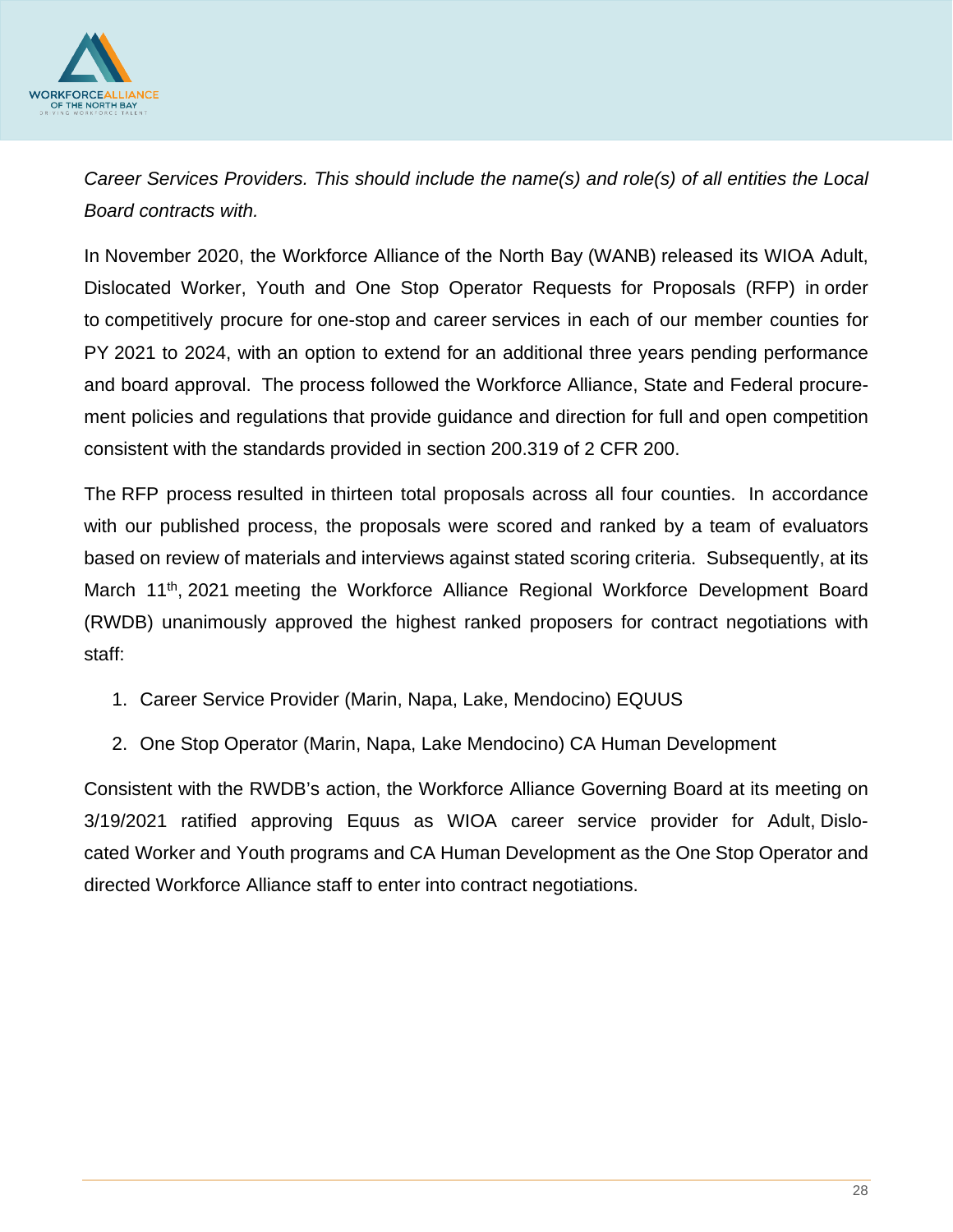*Career Services Providers. This should include the name(s) and role(s) of all entities the Local Board contracts with.*

In November 2020, the Workforce Alliance of the North Bay (WANB) released its WIOA Adult, Dislocated Worker, Youth and One Stop Operator Requests for Proposals (RFP) in order to competitively procure for one-stop and career services in each of our member counties for PY 2021 to 2024, with an option to extend for an additional three years pending performance and board approval. The process followed the Workforce Alliance, State and Federal procurement policies and regulations that provide guidance and direction for full and open competition consistent with the standards provided in section 200.319 of 2 CFR 200.

The RFP process resulted in thirteen total proposals across all four counties. In accordance with our published process, the proposals were scored and ranked by a team of evaluators based on review of materials and interviews against stated scoring criteria. Subsequently, at its March 11th, 2021 meeting the Workforce Alliance Regional Workforce Development Board (RWDB) unanimously approved the highest ranked proposers for contract negotiations with staff:

1. Career Service Provider (Marin, Napa, Lake, Mendocino) EQUUS
2. One Stop Operator (Marin, Napa, Lake Mendocino) CA Human Development

Consistent with the RWDB's action, the Workforce Alliance Governing Board at its meeting on 3/19/2021 ratified approving Equus as WIOA career service provider for Adult, Dislocated Worker and Youth programs and CA Human Development as the One Stop Operator and directed Workforce Alliance staff to enter into contract negotiations.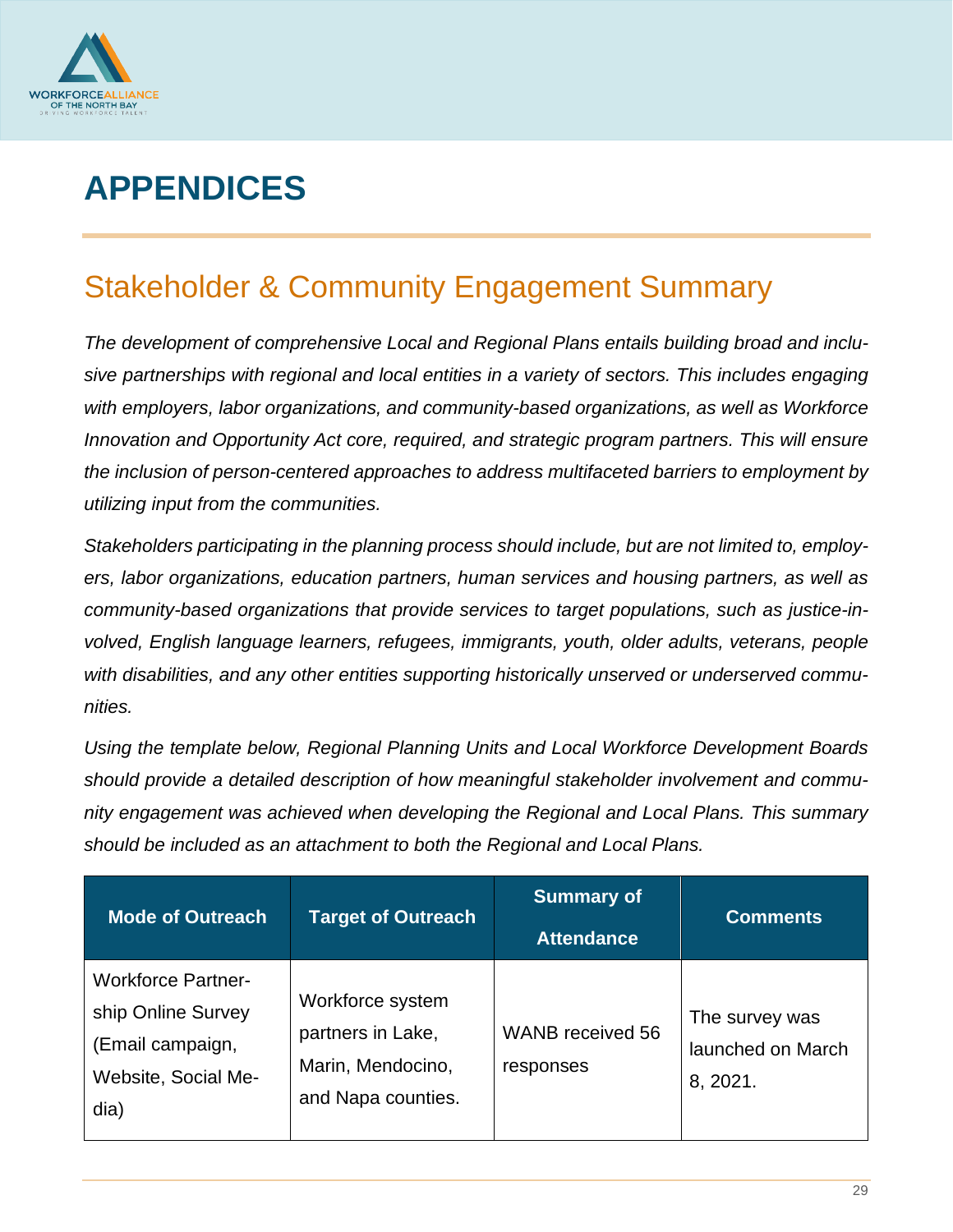# APPENDICES

## Stakeholder & Community Engagement Summary

*The development of comprehensive Local and Regional Plans entails building broad and inclusive partnerships with regional and local entities in a variety of sectors. This includes engaging with employers, labor organizations, and community-based organizations, as well as Workforce Innovation and Opportunity Act core, required, and strategic program partners. This will ensure the inclusion of person-centered approaches to address multifaceted barriers to employment by utilizing input from the communities.*

*Stakeholders participating in the planning process should include, but are not limited to, employers, labor organizations, education partners, human services and housing partners, as well as community-based organizations that provide services to target populations, such as justice-involved, English language learners, refugees, immigrants, youth, older adults, veterans, people with disabilities, and any other entities supporting historically unserved or underserved communities.*

*Using the template below, Regional Planning Units and Local Workforce Development Boards should provide a detailed description of how meaningful stakeholder involvement and community engagement was achieved when developing the Regional and Local Plans. This summary should be included as an attachment to both the Regional and Local Plans.*

| Mode of Outreach | Target of Outreach | Summary of Attendance | Comments |
|---|---|---|---|
| Workforce Partnership Online Survey (Email campaign, Website, Social Media) | Workforce system partners in Lake, Marin, Mendocino, and Napa counties. | WANB received 56 responses | The survey was launched on March 8, 2021. |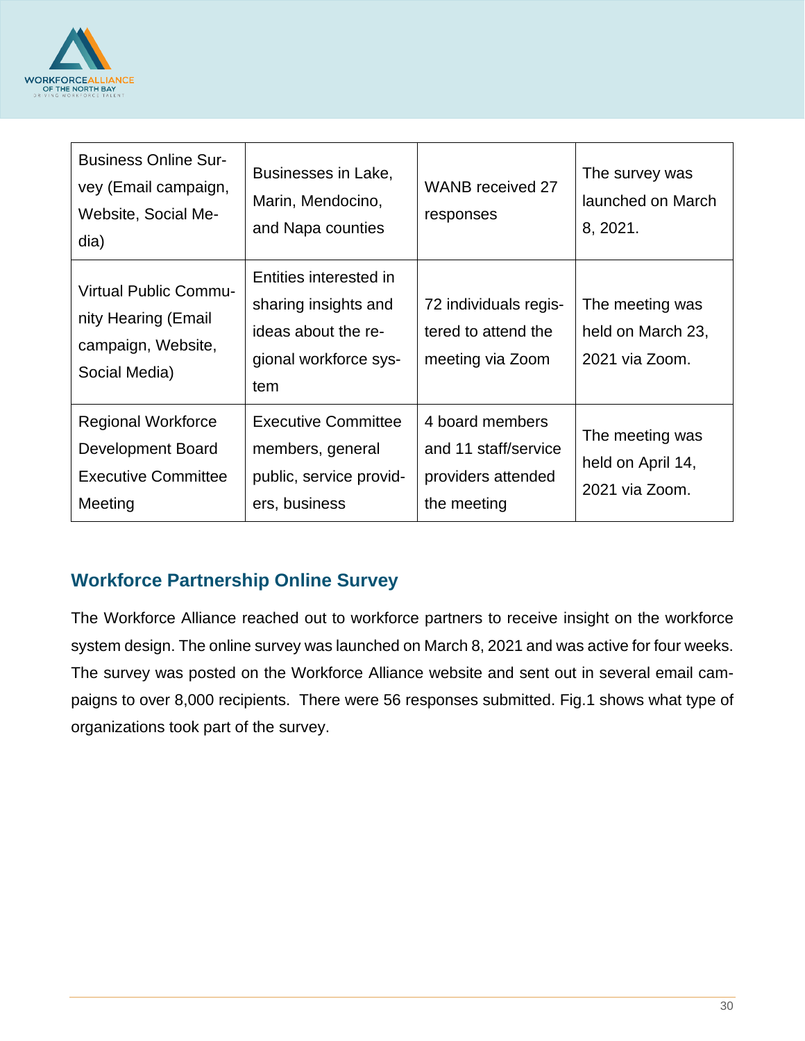| Business Online Survey (Email campaign, Website, Social Media) | Businesses in Lake, Marin, Mendocino, and Napa counties | WANB received 27 responses | The survey was launched on March 8, 2021. |
|---|---|---|---|
| Virtual Public Community Hearing (Email campaign, Website, Social Media) | Entities interested in sharing insights and ideas about the regional workforce system | 72 individuals registered to attend the meeting via Zoom | The meeting was held on March 23, 2021 via Zoom. |
| Regional Workforce Development Board Executive Committee Meeting | Executive Committee members, general public, service providers, business | 4 board members and 11 staff/service providers attended the meeting | The meeting was held on April 14, 2021 via Zoom. |

## Workforce Partnership Online Survey

The Workforce Alliance reached out to workforce partners to receive insight on the workforce system design. The online survey was launched on March 8, 2021 and was active for four weeks. The survey was posted on the Workforce Alliance website and sent out in several email campaigns to over 8,000 recipients. There were 56 responses submitted. Fig.1 shows what type of organizations took part of the survey.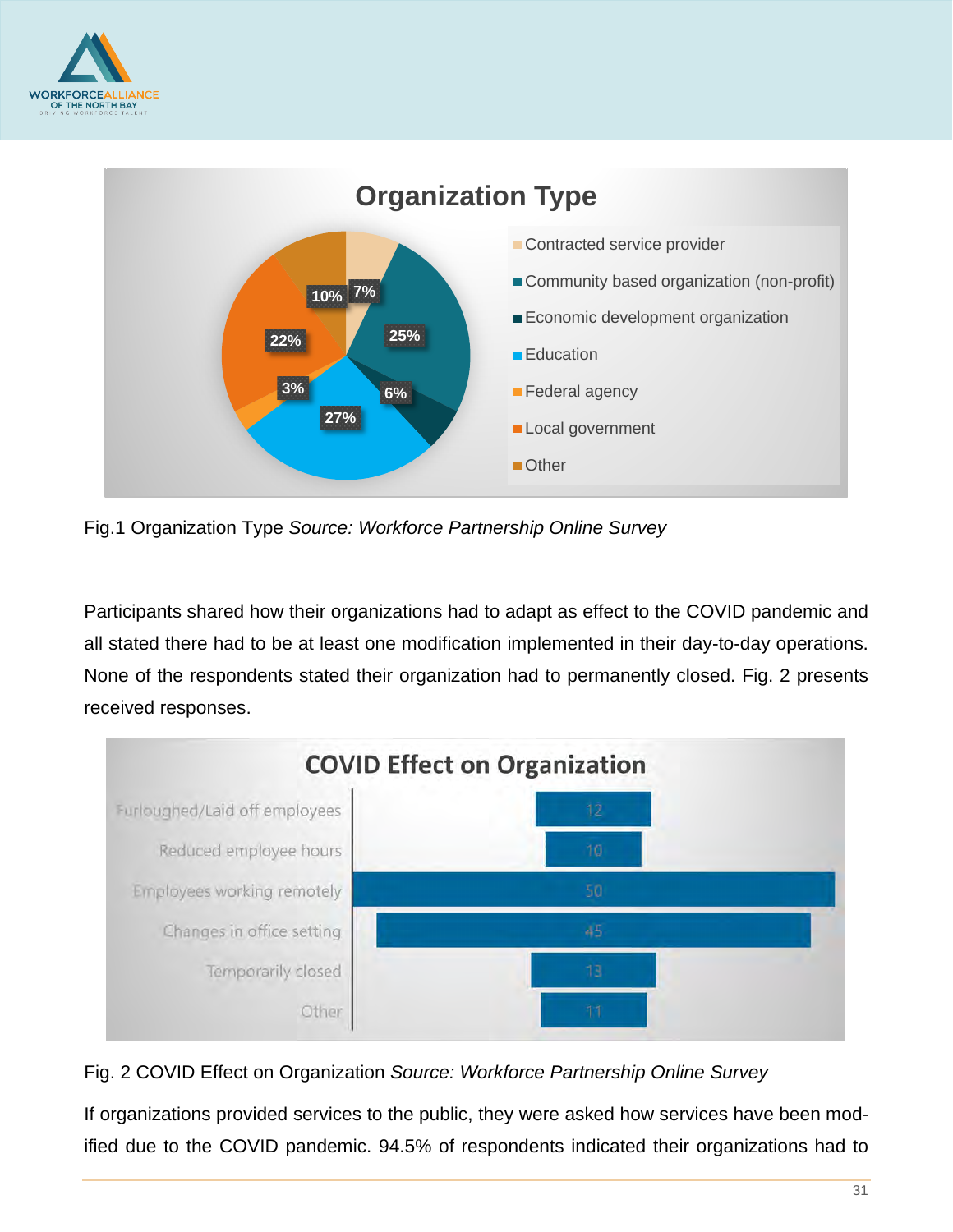Fig.1 Organization Type *Source: Workforce Partnership Online Survey*

Participants shared how their organizations had to adapt as effect to the COVID pandemic and all stated there had to be at least one modification implemented in their day-to-day operations. None of the respondents stated their organization had to permanently closed. Fig. 2 presents received responses.

Fig. 2 COVID Effect on Organization *Source: Workforce Partnership Online Survey*

If organizations provided services to the public, they were asked how services have been modified due to the COVID pandemic. 94.5% of respondents indicated their organizations had to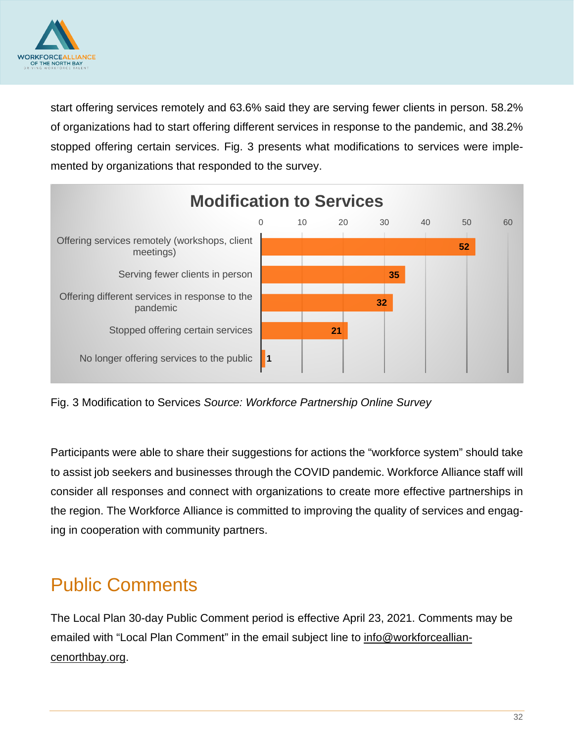start offering services remotely and 63.6% said they are serving fewer clients in person. 58.2% of organizations had to start offering different services in response to the pandemic, and 38.2% stopped offering certain services. Fig. 3 presents what modifications to services were implemented by organizations that responded to the survey.

**Modification to Services**

| Modification | Count |
|---|---|
| Offering services remotely (workshops, client meetings) | 52 |
| Serving fewer clients in person | 35 |
| Offering different services in response to the pandemic | 32 |
| Stopped offering certain services | 21 |
| No longer offering services to the public | 1 |

Fig. 3 Modification to Services *Source: Workforce Partnership Online Survey*

Participants were able to share their suggestions for actions the "workforce system" should take to assist job seekers and businesses through the COVID pandemic. Workforce Alliance staff will consider all responses and connect with organizations to create more effective partnerships in the region. The Workforce Alliance is committed to improving the quality of services and engaging in cooperation with community partners.

# Public Comments

The Local Plan 30-day Public Comment period is effective April 23, 2021. Comments may be emailed with "Local Plan Comment" in the email subject line to info@workforcealliancenorthbay.org.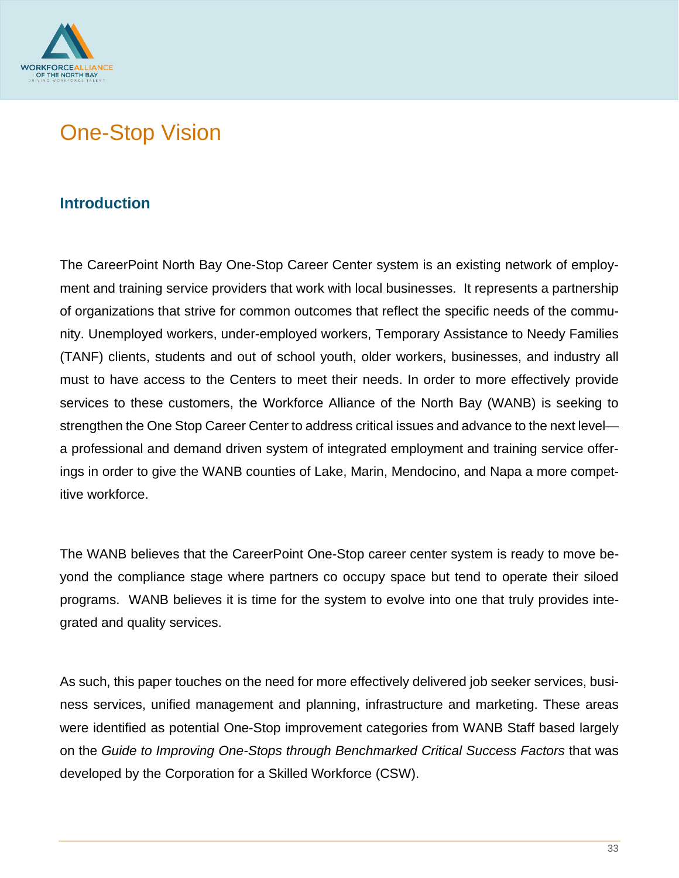# One-Stop Vision

## Introduction

The CareerPoint North Bay One-Stop Career Center system is an existing network of employment and training service providers that work with local businesses. It represents a partnership of organizations that strive for common outcomes that reflect the specific needs of the community. Unemployed workers, under-employed workers, Temporary Assistance to Needy Families (TANF) clients, students and out of school youth, older workers, businesses, and industry all must to have access to the Centers to meet their needs. In order to more effectively provide services to these customers, the Workforce Alliance of the North Bay (WANB) is seeking to strengthen the One Stop Career Center to address critical issues and advance to the next level—a professional and demand driven system of integrated employment and training service offerings in order to give the WANB counties of Lake, Marin, Mendocino, and Napa a more competitive workforce.

The WANB believes that the CareerPoint One-Stop career center system is ready to move beyond the compliance stage where partners co occupy space but tend to operate their siloed programs. WANB believes it is time for the system to evolve into one that truly provides integrated and quality services.

As such, this paper touches on the need for more effectively delivered job seeker services, business services, unified management and planning, infrastructure and marketing. These areas were identified as potential One-Stop improvement categories from WANB Staff based largely on the *Guide to Improving One-Stops through Benchmarked Critical Success Factors* that was developed by the Corporation for a Skilled Workforce (CSW).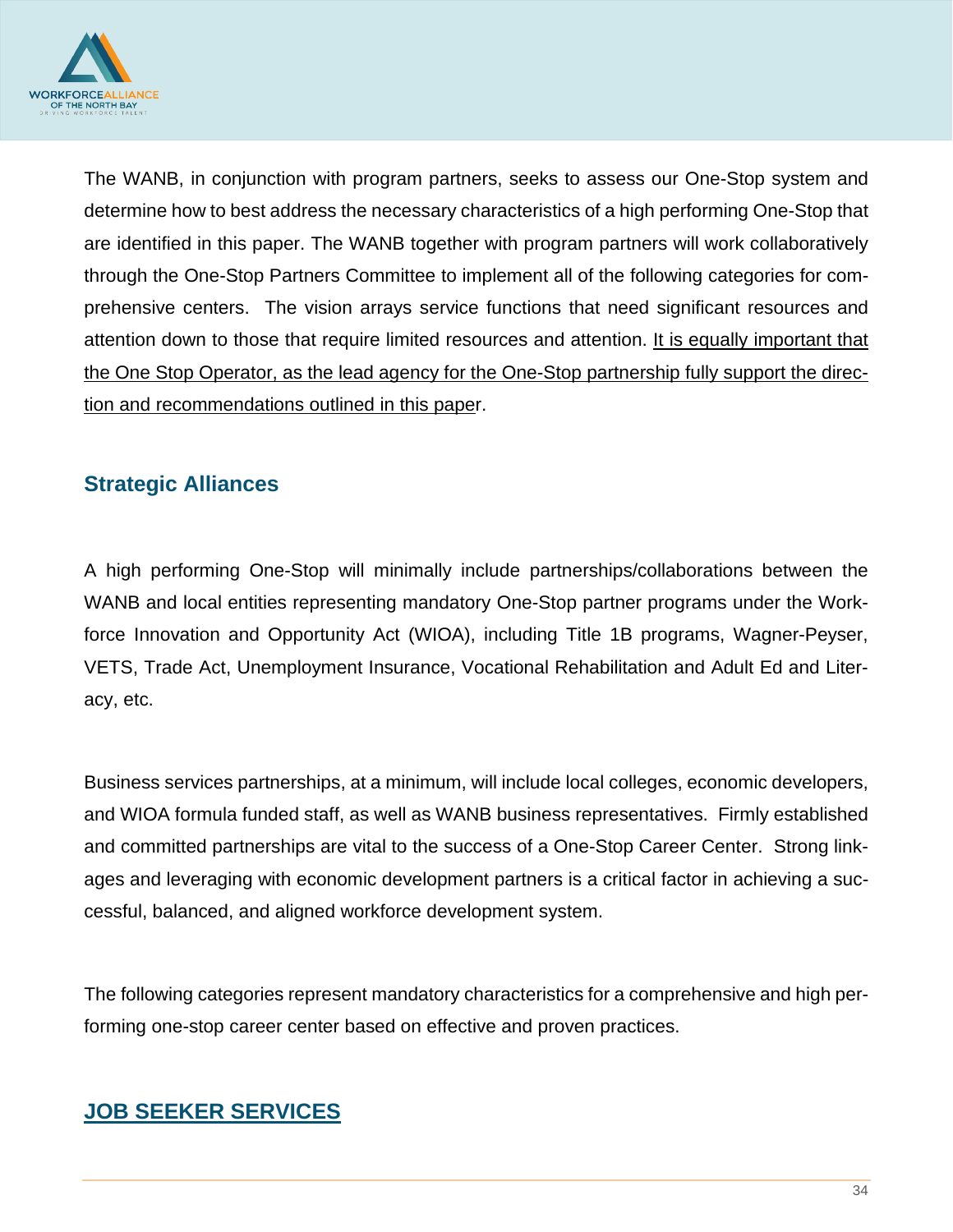The WANB, in conjunction with program partners, seeks to assess our One-Stop system and determine how to best address the necessary characteristics of a high performing One-Stop that are identified in this paper. The WANB together with program partners will work collaboratively through the One-Stop Partners Committee to implement all of the following categories for comprehensive centers. The vision arrays service functions that need significant resources and attention down to those that require limited resources and attention. <u>It is equally important that the One Stop Operator, as the lead agency for the One-Stop partnership fully support the direction and recommendations outlined in this paper</u>.

## Strategic Alliances

A high performing One-Stop will minimally include partnerships/collaborations between the WANB and local entities representing mandatory One-Stop partner programs under the Workforce Innovation and Opportunity Act (WIOA), including Title 1B programs, Wagner-Peyser, VETS, Trade Act, Unemployment Insurance, Vocational Rehabilitation and Adult Ed and Literacy, etc.

Business services partnerships, at a minimum, will include local colleges, economic developers, and WIOA formula funded staff, as well as WANB business representatives. Firmly established and committed partnerships are vital to the success of a One-Stop Career Center. Strong linkages and leveraging with economic development partners is a critical factor in achieving a successful, balanced, and aligned workforce development system.

The following categories represent mandatory characteristics for a comprehensive and high performing one-stop career center based on effective and proven practices.

## <u>JOB SEEKER SERVICES</u>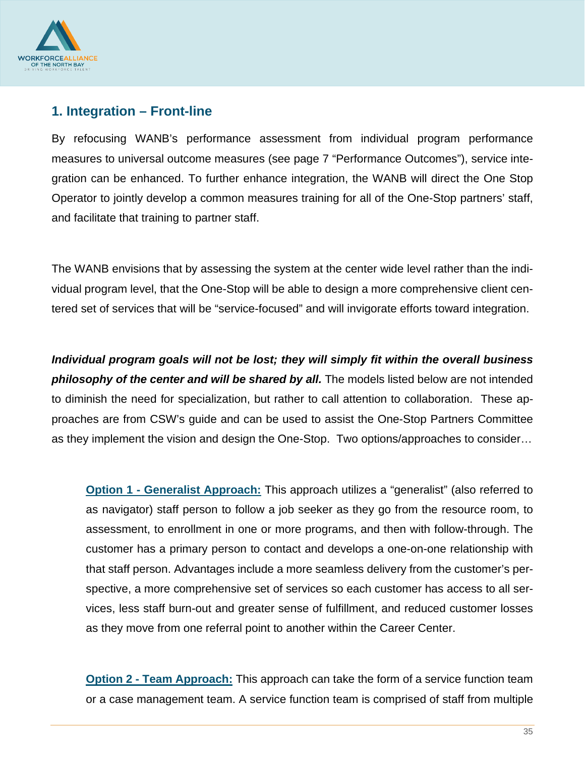## 1. Integration – Front-line

By refocusing WANB's performance assessment from individual program performance measures to universal outcome measures (see page 7 "Performance Outcomes"), service integration can be enhanced. To further enhance integration, the WANB will direct the One Stop Operator to jointly develop a common measures training for all of the One-Stop partners' staff, and facilitate that training to partner staff.

The WANB envisions that by assessing the system at the center wide level rather than the individual program level, that the One-Stop will be able to design a more comprehensive client centered set of services that will be "service-focused" and will invigorate efforts toward integration.

***Individual program goals will not be lost; they will simply fit within the overall business philosophy of the center and will be shared by all.*** The models listed below are not intended to diminish the need for specialization, but rather to call attention to collaboration. These approaches are from CSW's guide and can be used to assist the One-Stop Partners Committee as they implement the vision and design the One-Stop. Two options/approaches to consider…

> **Option 1 - Generalist Approach:** This approach utilizes a "generalist" (also referred to as navigator) staff person to follow a job seeker as they go from the resource room, to assessment, to enrollment in one or more programs, and then with follow-through. The customer has a primary person to contact and develops a one-on-one relationship with that staff person. Advantages include a more seamless delivery from the customer's perspective, a more comprehensive set of services so each customer has access to all services, less staff burn-out and greater sense of fulfillment, and reduced customer losses as they move from one referral point to another within the Career Center.

> **Option 2 - Team Approach:** This approach can take the form of a service function team or a case management team. A service function team is comprised of staff from multiple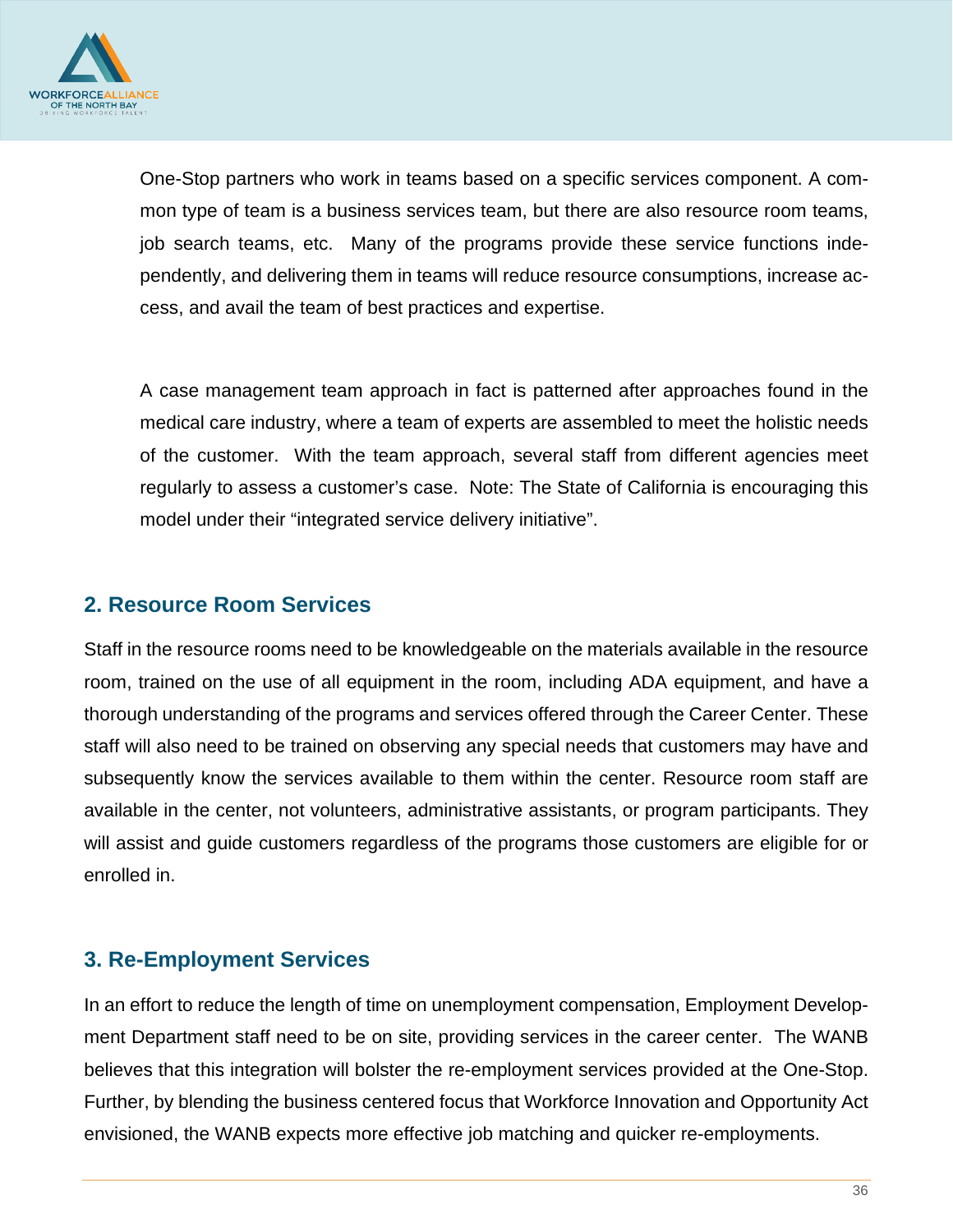One-Stop partners who work in teams based on a specific services component. A common type of team is a business services team, but there are also resource room teams, job search teams, etc. Many of the programs provide these service functions independently, and delivering them in teams will reduce resource consumptions, increase access, and avail the team of best practices and expertise.

A case management team approach in fact is patterned after approaches found in the medical care industry, where a team of experts are assembled to meet the holistic needs of the customer. With the team approach, several staff from different agencies meet regularly to assess a customer's case. Note: The State of California is encouraging this model under their "integrated service delivery initiative".

## 2. Resource Room Services

Staff in the resource rooms need to be knowledgeable on the materials available in the resource room, trained on the use of all equipment in the room, including ADA equipment, and have a thorough understanding of the programs and services offered through the Career Center. These staff will also need to be trained on observing any special needs that customers may have and subsequently know the services available to them within the center. Resource room staff are available in the center, not volunteers, administrative assistants, or program participants. They will assist and guide customers regardless of the programs those customers are eligible for or enrolled in.

## 3. Re-Employment Services

In an effort to reduce the length of time on unemployment compensation, Employment Development Department staff need to be on site, providing services in the career center. The WANB believes that this integration will bolster the re-employment services provided at the One-Stop. Further, by blending the business centered focus that Workforce Innovation and Opportunity Act envisioned, the WANB expects more effective job matching and quicker re-employments.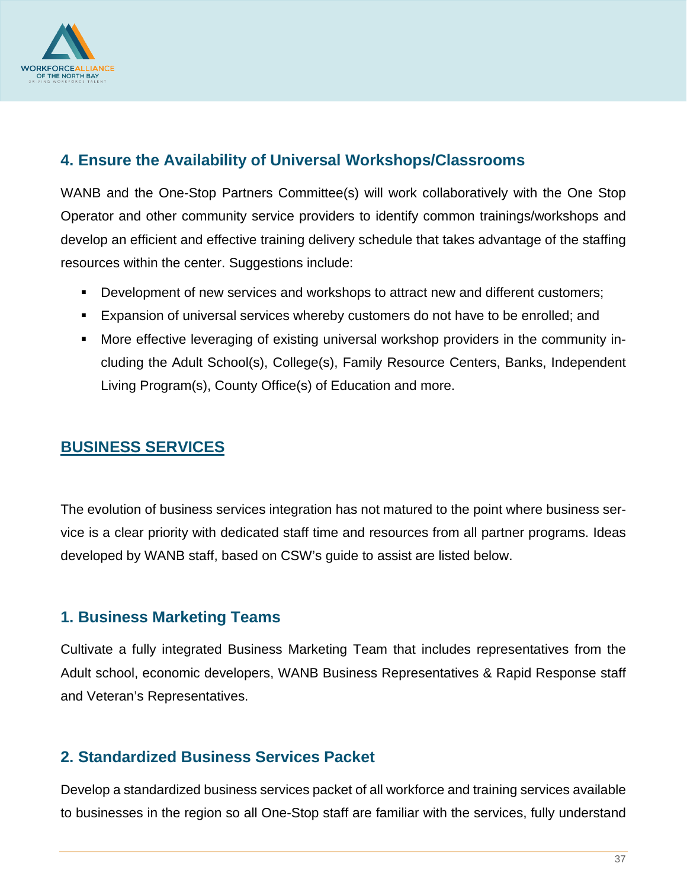### 4. Ensure the Availability of Universal Workshops/Classrooms

WANB and the One-Stop Partners Committee(s) will work collaboratively with the One Stop Operator and other community service providers to identify common trainings/workshops and develop an efficient and effective training delivery schedule that takes advantage of the staffing resources within the center. Suggestions include:

- Development of new services and workshops to attract new and different customers;
- Expansion of universal services whereby customers do not have to be enrolled; and
- More effective leveraging of existing universal workshop providers in the community including the Adult School(s), College(s), Family Resource Centers, Banks, Independent Living Program(s), County Office(s) of Education and more.

## BUSINESS SERVICES

The evolution of business services integration has not matured to the point where business service is a clear priority with dedicated staff time and resources from all partner programs. Ideas developed by WANB staff, based on CSW's guide to assist are listed below.

### 1. Business Marketing Teams

Cultivate a fully integrated Business Marketing Team that includes representatives from the Adult school, economic developers, WANB Business Representatives & Rapid Response staff and Veteran's Representatives.

### 2. Standardized Business Services Packet

Develop a standardized business services packet of all workforce and training services available to businesses in the region so all One-Stop staff are familiar with the services, fully understand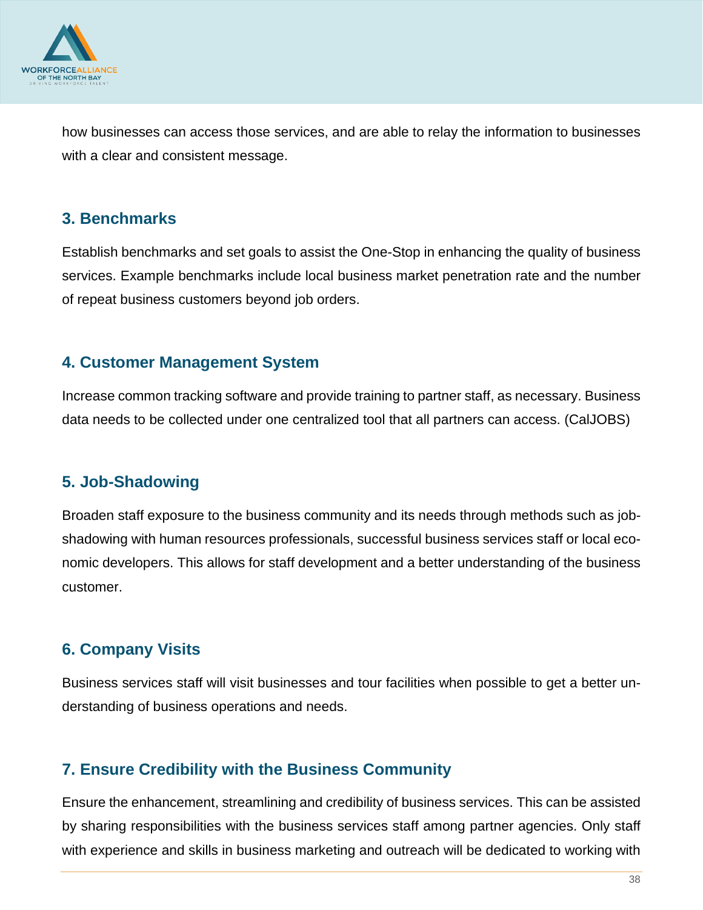how businesses can access those services, and are able to relay the information to businesses with a clear and consistent message.

### 3. Benchmarks

Establish benchmarks and set goals to assist the One-Stop in enhancing the quality of business services. Example benchmarks include local business market penetration rate and the number of repeat business customers beyond job orders.

### 4. Customer Management System

Increase common tracking software and provide training to partner staff, as necessary. Business data needs to be collected under one centralized tool that all partners can access. (CalJOBS)

### 5. Job-Shadowing

Broaden staff exposure to the business community and its needs through methods such as job-shadowing with human resources professionals, successful business services staff or local economic developers. This allows for staff development and a better understanding of the business customer.

### 6. Company Visits

Business services staff will visit businesses and tour facilities when possible to get a better understanding of business operations and needs.

### 7. Ensure Credibility with the Business Community

Ensure the enhancement, streamlining and credibility of business services. This can be assisted by sharing responsibilities with the business services staff among partner agencies. Only staff with experience and skills in business marketing and outreach will be dedicated to working with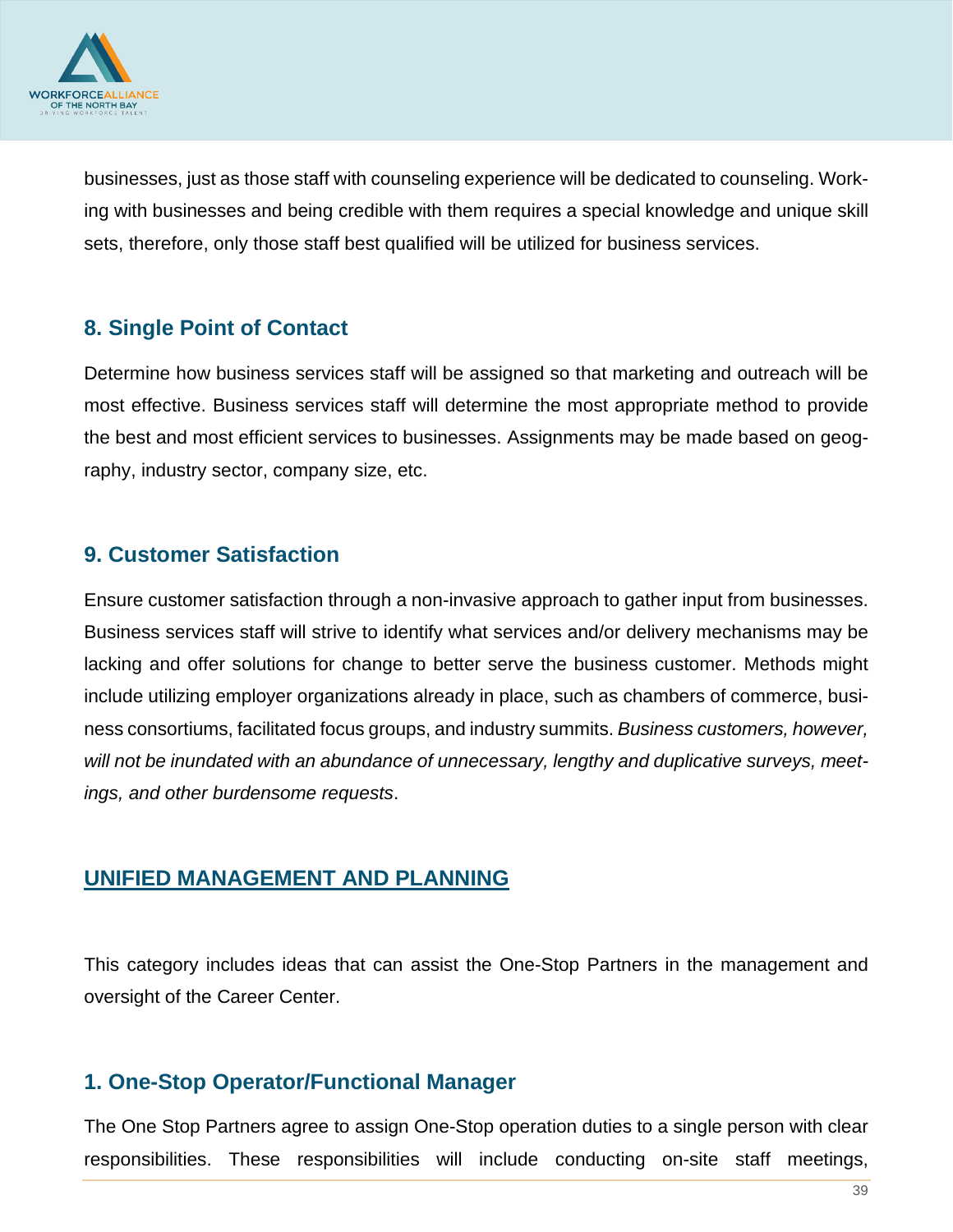businesses, just as those staff with counseling experience will be dedicated to counseling. Working with businesses and being credible with them requires a special knowledge and unique skill sets, therefore, only those staff best qualified will be utilized for business services.

### 8. Single Point of Contact

Determine how business services staff will be assigned so that marketing and outreach will be most effective. Business services staff will determine the most appropriate method to provide the best and most efficient services to businesses. Assignments may be made based on geography, industry sector, company size, etc.

### 9. Customer Satisfaction

Ensure customer satisfaction through a non-invasive approach to gather input from businesses. Business services staff will strive to identify what services and/or delivery mechanisms may be lacking and offer solutions for change to better serve the business customer. Methods might include utilizing employer organizations already in place, such as chambers of commerce, business consortiums, facilitated focus groups, and industry summits. *Business customers, however, will not be inundated with an abundance of unnecessary, lengthy and duplicative surveys, meetings, and other burdensome requests*.

## UNIFIED MANAGEMENT AND PLANNING

This category includes ideas that can assist the One-Stop Partners in the management and oversight of the Career Center.

### 1. One-Stop Operator/Functional Manager

The One Stop Partners agree to assign One-Stop operation duties to a single person with clear responsibilities. These responsibilities will include conducting on-site staff meetings,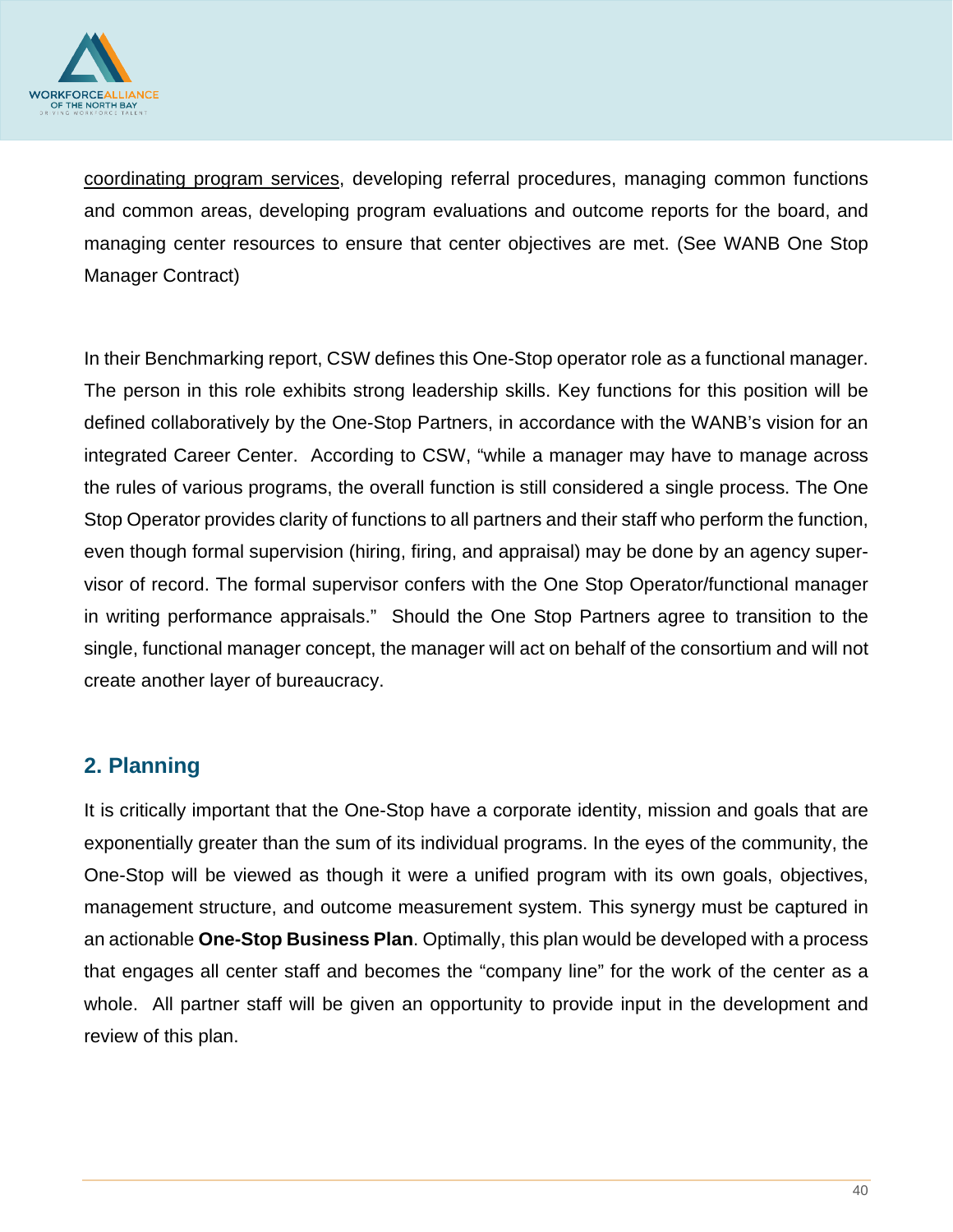coordinating program services, developing referral procedures, managing common functions and common areas, developing program evaluations and outcome reports for the board, and managing center resources to ensure that center objectives are met. (See WANB One Stop Manager Contract)

In their Benchmarking report, CSW defines this One-Stop operator role as a functional manager. The person in this role exhibits strong leadership skills. Key functions for this position will be defined collaboratively by the One-Stop Partners, in accordance with the WANB's vision for an integrated Career Center. According to CSW, "while a manager may have to manage across the rules of various programs, the overall function is still considered a single process. The One Stop Operator provides clarity of functions to all partners and their staff who perform the function, even though formal supervision (hiring, firing, and appraisal) may be done by an agency supervisor of record. The formal supervisor confers with the One Stop Operator/functional manager in writing performance appraisals." Should the One Stop Partners agree to transition to the single, functional manager concept, the manager will act on behalf of the consortium and will not create another layer of bureaucracy.

## 2. Planning

It is critically important that the One-Stop have a corporate identity, mission and goals that are exponentially greater than the sum of its individual programs. In the eyes of the community, the One-Stop will be viewed as though it were a unified program with its own goals, objectives, management structure, and outcome measurement system. This synergy must be captured in an actionable **One-Stop Business Plan**. Optimally, this plan would be developed with a process that engages all center staff and becomes the "company line" for the work of the center as a whole. All partner staff will be given an opportunity to provide input in the development and review of this plan.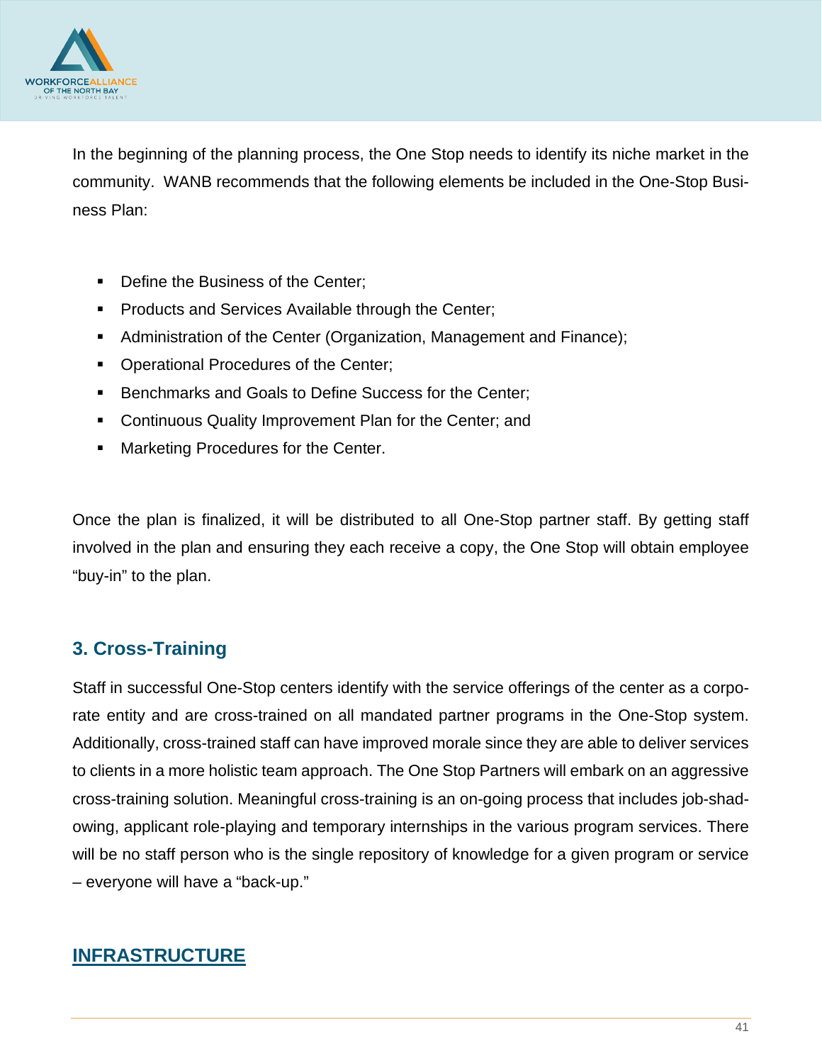In the beginning of the planning process, the One Stop needs to identify its niche market in the community.  WANB recommends that the following elements be included in the One-Stop Business Plan:

- Define the Business of the Center;
- Products and Services Available through the Center;
- Administration of the Center (Organization, Management and Finance);
- Operational Procedures of the Center;
- Benchmarks and Goals to Define Success for the Center;
- Continuous Quality Improvement Plan for the Center; and
- Marketing Procedures for the Center.

Once the plan is finalized, it will be distributed to all One-Stop partner staff. By getting staff involved in the plan and ensuring they each receive a copy, the One Stop will obtain employee "buy-in" to the plan.

### 3. Cross-Training

Staff in successful One-Stop centers identify with the service offerings of the center as a corporate entity and are cross-trained on all mandated partner programs in the One-Stop system. Additionally, cross-trained staff can have improved morale since they are able to deliver services to clients in a more holistic team approach. The One Stop Partners will embark on an aggressive cross-training solution. Meaningful cross-training is an on-going process that includes job-shadowing, applicant role-playing and temporary internships in the various program services. There will be no staff person who is the single repository of knowledge for a given program or service – everyone will have a "back-up."

## INFRASTRUCTURE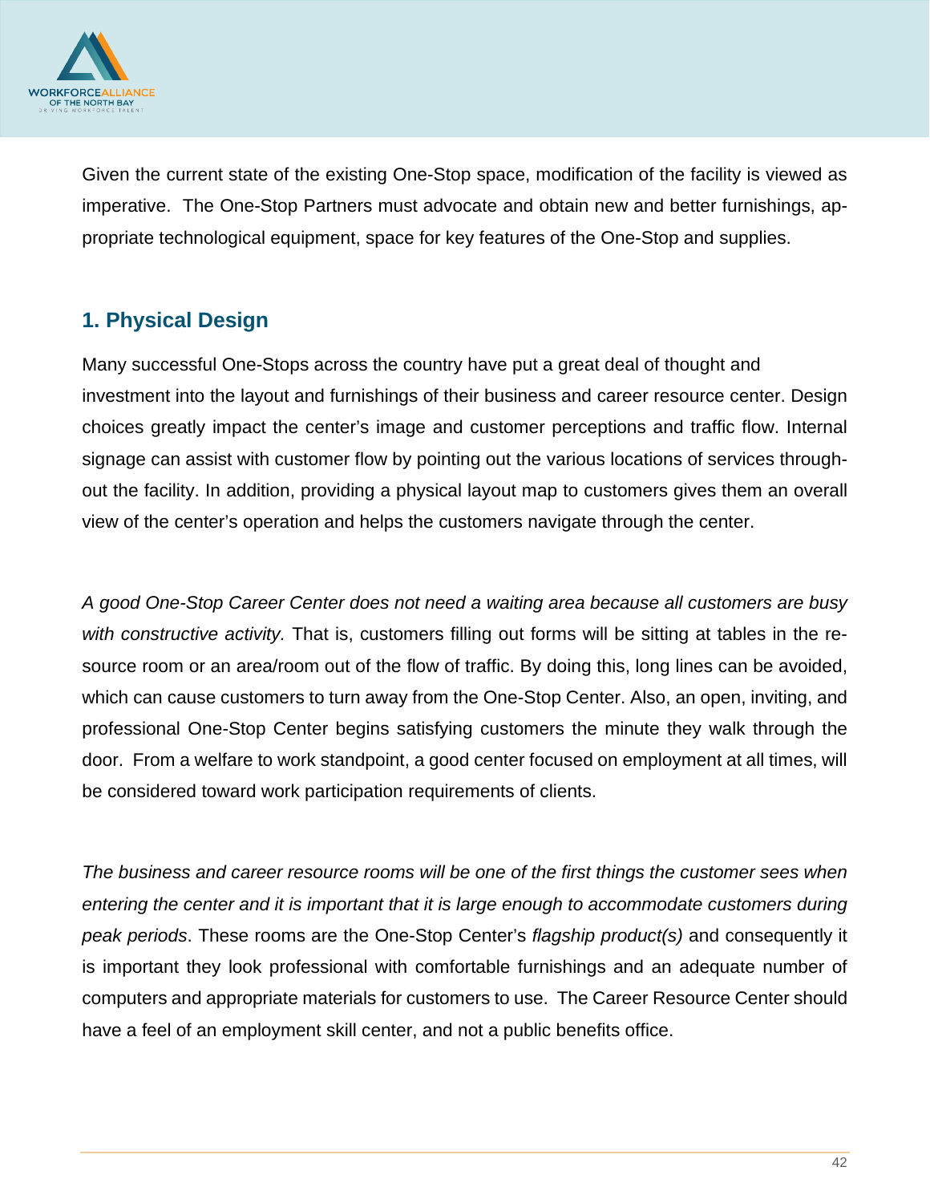Given the current state of the existing One-Stop space, modification of the facility is viewed as imperative. The One-Stop Partners must advocate and obtain new and better furnishings, appropriate technological equipment, space for key features of the One-Stop and supplies.

## 1. Physical Design

Many successful One-Stops across the country have put a great deal of thought and investment into the layout and furnishings of their business and career resource center. Design choices greatly impact the center's image and customer perceptions and traffic flow. Internal signage can assist with customer flow by pointing out the various locations of services throughout the facility. In addition, providing a physical layout map to customers gives them an overall view of the center's operation and helps the customers navigate through the center.

*A good One-Stop Career Center does not need a waiting area because all customers are busy with constructive activity.* That is, customers filling out forms will be sitting at tables in the resource room or an area/room out of the flow of traffic. By doing this, long lines can be avoided, which can cause customers to turn away from the One-Stop Center. Also, an open, inviting, and professional One-Stop Center begins satisfying customers the minute they walk through the door. From a welfare to work standpoint, a good center focused on employment at all times, will be considered toward work participation requirements of clients.

*The business and career resource rooms will be one of the first things the customer sees when entering the center and it is important that it is large enough to accommodate customers during peak periods*. These rooms are the One-Stop Center's *flagship product(s)* and consequently it is important they look professional with comfortable furnishings and an adequate number of computers and appropriate materials for customers to use. The Career Resource Center should have a feel of an employment skill center, and not a public benefits office.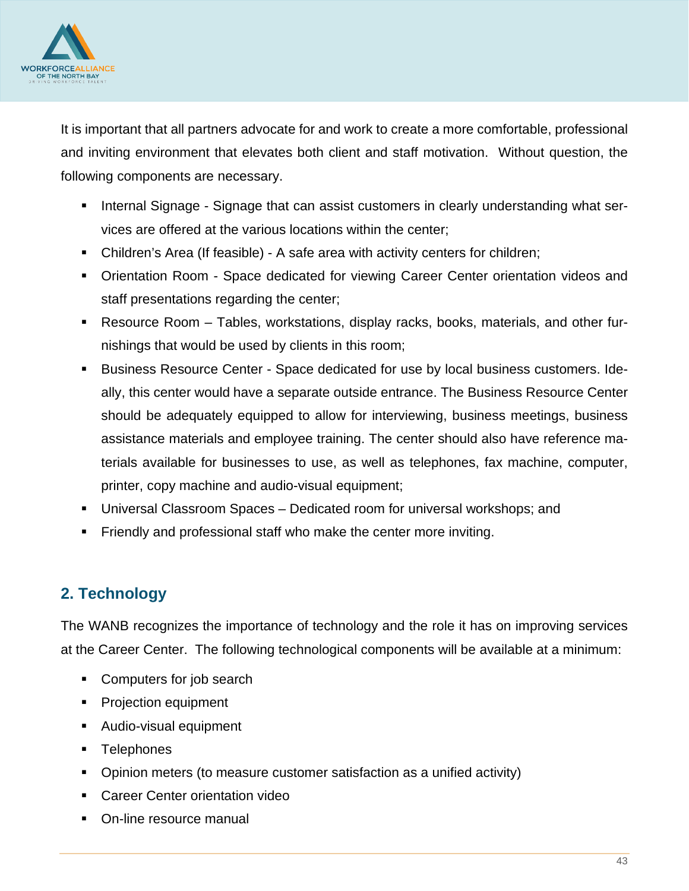It is important that all partners advocate for and work to create a more comfortable, professional and inviting environment that elevates both client and staff motivation. Without question, the following components are necessary.

- Internal Signage - Signage that can assist customers in clearly understanding what services are offered at the various locations within the center;
- Children's Area (If feasible) - A safe area with activity centers for children;
- Orientation Room - Space dedicated for viewing Career Center orientation videos and staff presentations regarding the center;
- Resource Room – Tables, workstations, display racks, books, materials, and other furnishings that would be used by clients in this room;
- Business Resource Center - Space dedicated for use by local business customers. Ideally, this center would have a separate outside entrance. The Business Resource Center should be adequately equipped to allow for interviewing, business meetings, business assistance materials and employee training. The center should also have reference materials available for businesses to use, as well as telephones, fax machine, computer, printer, copy machine and audio-visual equipment;
- Universal Classroom Spaces – Dedicated room for universal workshops; and
- Friendly and professional staff who make the center more inviting.

## 2. Technology

The WANB recognizes the importance of technology and the role it has on improving services at the Career Center. The following technological components will be available at a minimum:

- Computers for job search
- Projection equipment
- Audio-visual equipment
- Telephones
- Opinion meters (to measure customer satisfaction as a unified activity)
- Career Center orientation video
- On-line resource manual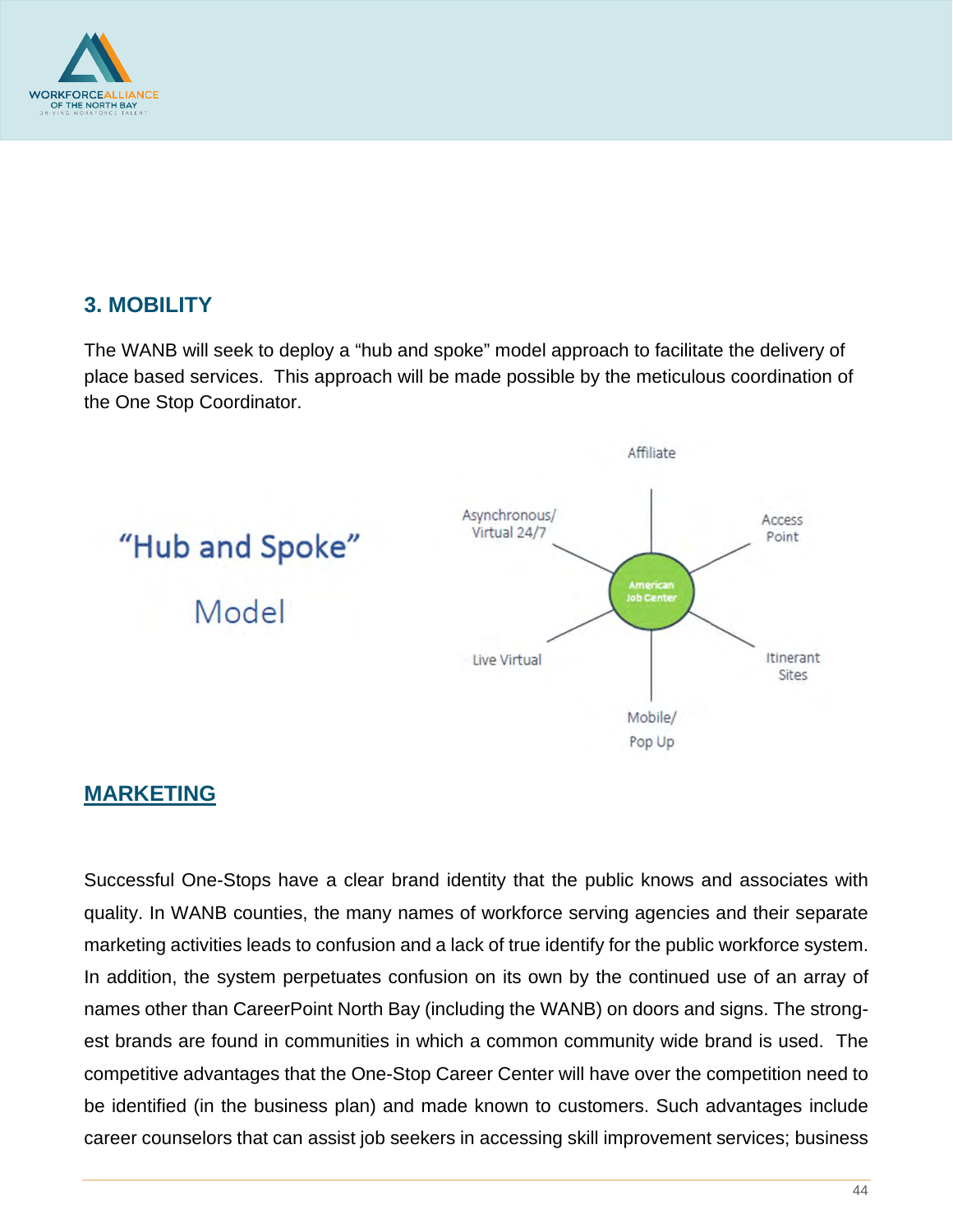## 3. MOBILITY

The WANB will seek to deploy a "hub and spoke" model approach to facilitate the delivery of place based services. This approach will be made possible by the meticulous coordination of the One Stop Coordinator.

"Hub and Spoke" Model

American Job Center

Affiliate

Access Point

Itinerant Sites

Mobile/ Pop Up

Live Virtual

Asynchronous/ Virtual 24/7

## MARKETING

Successful One-Stops have a clear brand identity that the public knows and associates with quality. In WANB counties, the many names of workforce serving agencies and their separate marketing activities leads to confusion and a lack of true identify for the public workforce system. In addition, the system perpetuates confusion on its own by the continued use of an array of names other than CareerPoint North Bay (including the WANB) on doors and signs. The strong-est brands are found in communities in which a common community wide brand is used. The competitive advantages that the One-Stop Career Center will have over the competition need to be identified (in the business plan) and made known to customers. Such advantages include career counselors that can assist job seekers in accessing skill improvement services; business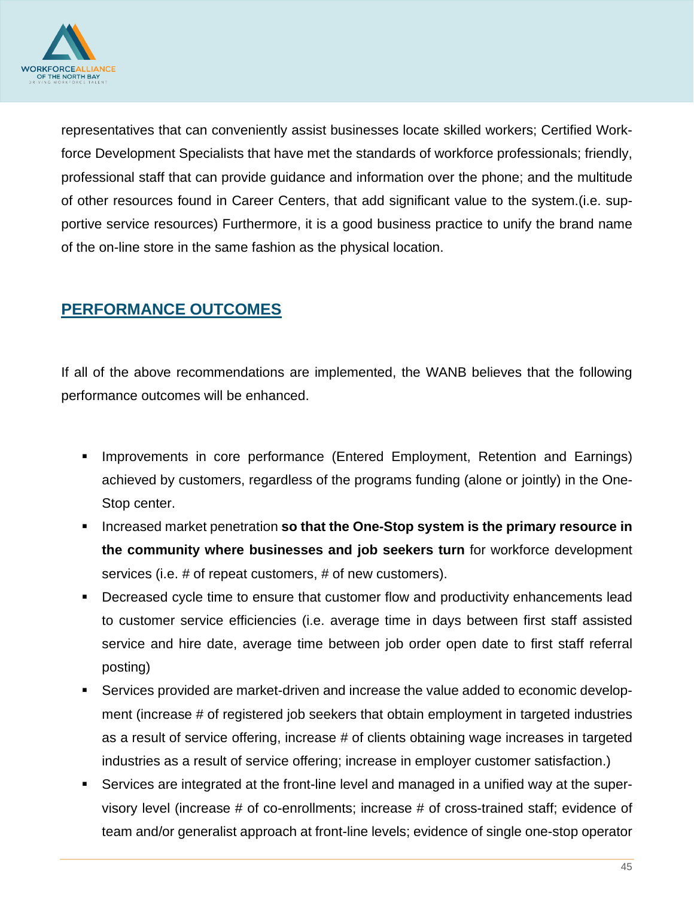representatives that can conveniently assist businesses locate skilled workers; Certified Work-force Development Specialists that have met the standards of workforce professionals; friendly, professional staff that can provide guidance and information over the phone; and the multitude of other resources found in Career Centers, that add significant value to the system.(i.e. supportive service resources) Furthermore, it is a good business practice to unify the brand name of the on-line store in the same fashion as the physical location.

## PERFORMANCE OUTCOMES

If all of the above recommendations are implemented, the WANB believes that the following performance outcomes will be enhanced.

- Improvements in core performance (Entered Employment, Retention and Earnings) achieved by customers, regardless of the programs funding (alone or jointly) in the One-Stop center.
- Increased market penetration **so that the One-Stop system is the primary resource in the community where businesses and job seekers turn** for workforce development services (i.e. # of repeat customers, # of new customers).
- Decreased cycle time to ensure that customer flow and productivity enhancements lead to customer service efficiencies (i.e. average time in days between first staff assisted service and hire date, average time between job order open date to first staff referral posting)
- Services provided are market-driven and increase the value added to economic development (increase # of registered job seekers that obtain employment in targeted industries as a result of service offering, increase # of clients obtaining wage increases in targeted industries as a result of service offering; increase in employer customer satisfaction.)
- Services are integrated at the front-line level and managed in a unified way at the supervisory level (increase # of co-enrollments; increase # of cross-trained staff; evidence of team and/or generalist approach at front-line levels; evidence of single one-stop operator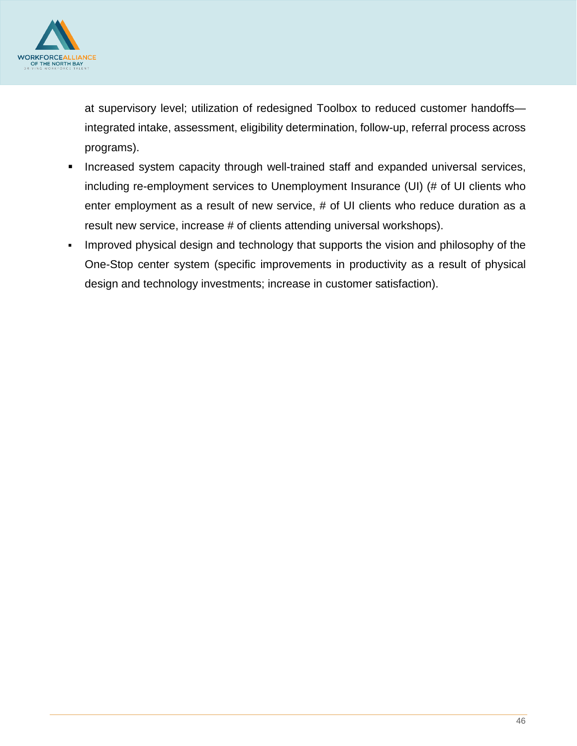at supervisory level; utilization of redesigned Toolbox to reduced customer handoffs—integrated intake, assessment, eligibility determination, follow-up, referral process across programs).

- Increased system capacity through well-trained staff and expanded universal services, including re-employment services to Unemployment Insurance (UI) (# of UI clients who enter employment as a result of new service, # of UI clients who reduce duration as a result new service, increase # of clients attending universal workshops).
- Improved physical design and technology that supports the vision and philosophy of the One-Stop center system (specific improvements in productivity as a result of physical design and technology investments; increase in customer satisfaction).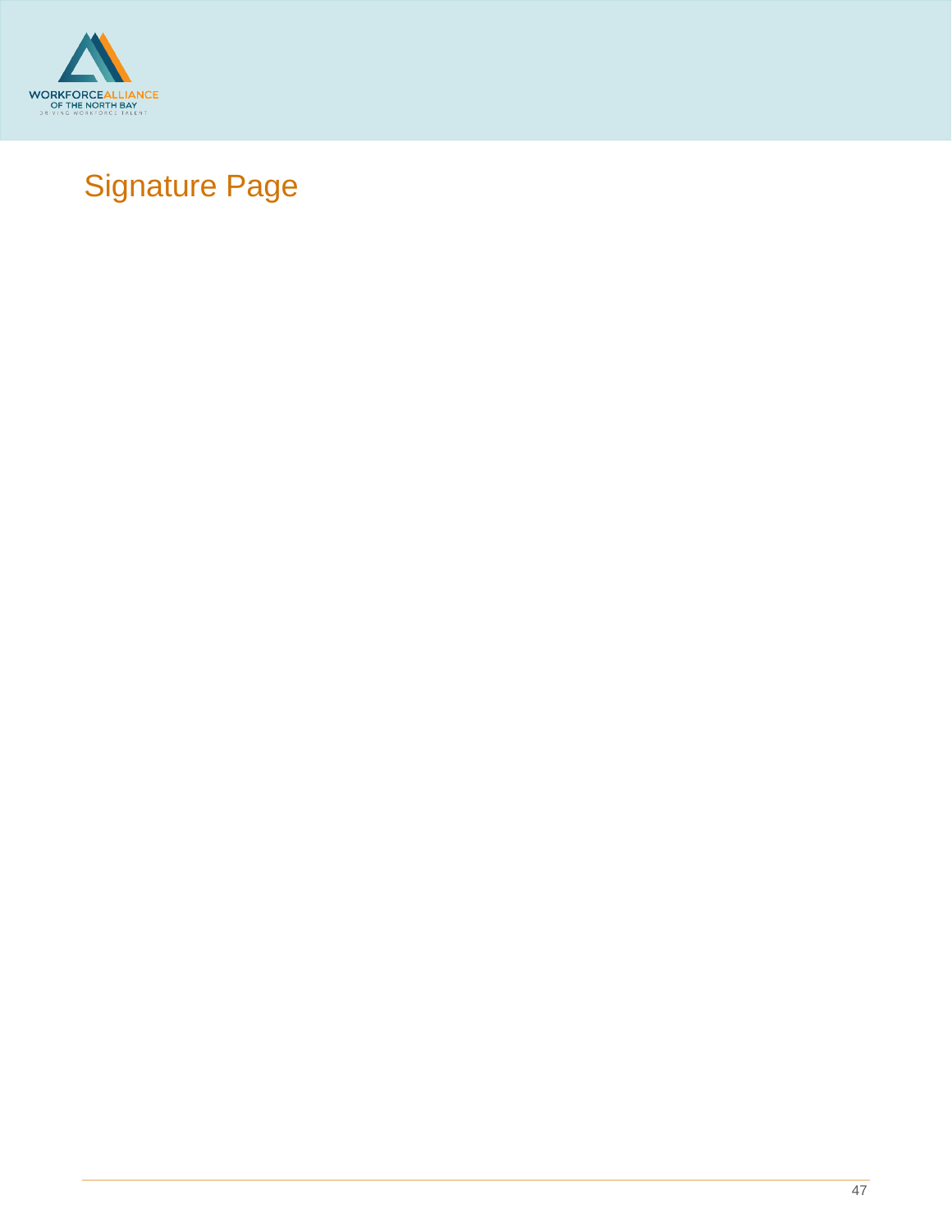# Signature Page